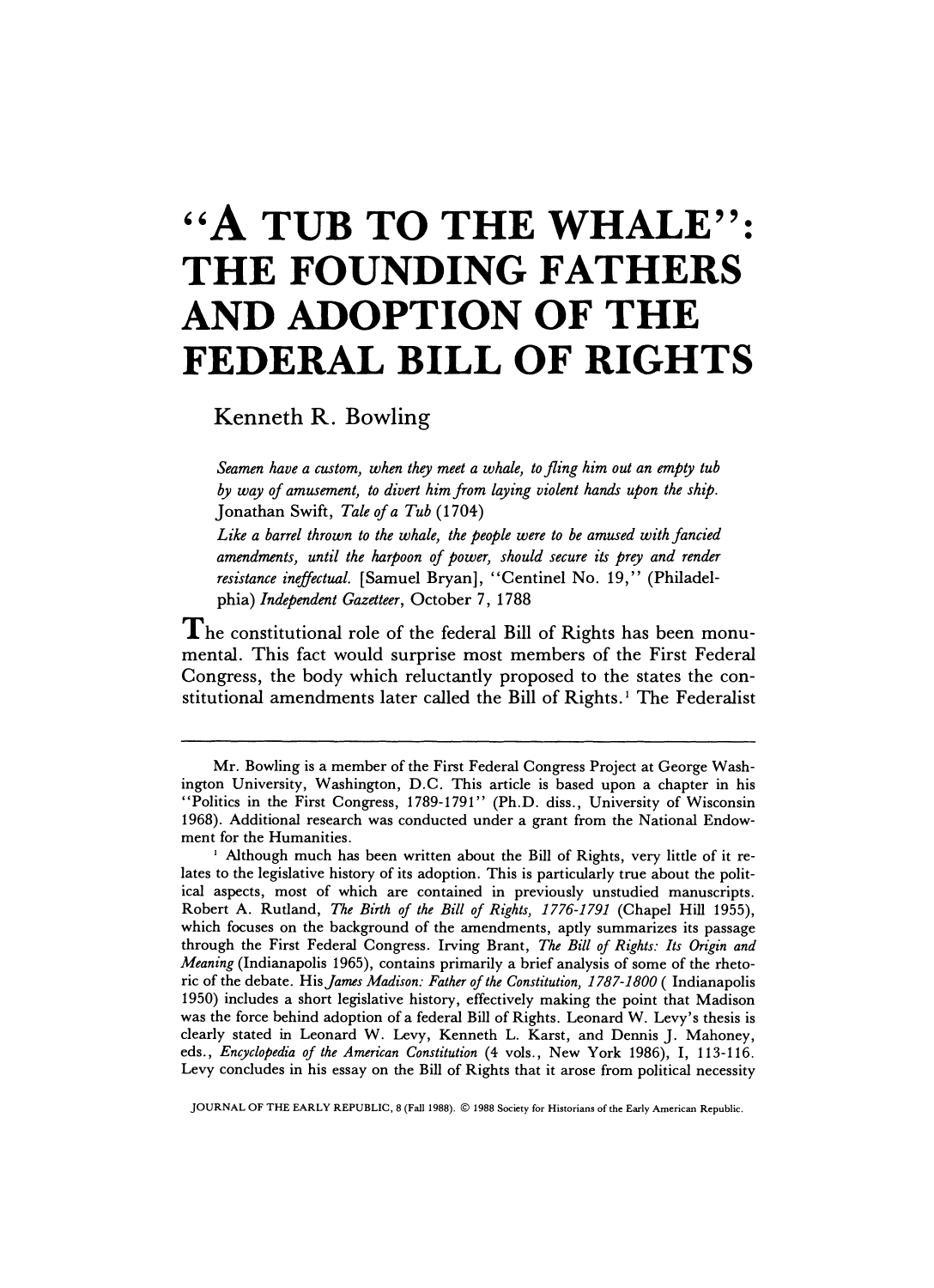# "A TUB TO THE WHALE": THE FOUNDING FATHERS AND ADOPTION OF THE FEDERAL BILL OF RIGHTS

Kenneth R. Bowling

*Seamen have a custom, when they meet a whale, to fling him out an empty tub by way of amusement, to divert him from laying violent hands upon the ship.* Jonathan Swift, *Tale of a Tub* (1704)

*Like a barrel thrown to the whale, the people were to be amused with fancied amendments, until the harpoon of power, should secure its prey and render resistance ineffectual.* [Samuel Bryan], "Centinel No. 19," (Philadelphia) *Independent Gazetteer*, October 7, 1788

The constitutional role of the federal Bill of Rights has been monumental. This fact would surprise most members of the First Federal Congress, the body which reluctantly proposed to the states the constitutional amendments later called the Bill of Rights.[1] The Federalist

---

Mr. Bowling is a member of the First Federal Congress Project at George Washington University, Washington, D.C. This article is based upon a chapter in his "Politics in the First Congress, 1789-1791" (Ph.D. diss., University of Wisconsin 1968). Additional research was conducted under a grant from the National Endowment for the Humanities.

[1] Although much has been written about the Bill of Rights, very little of it relates to the legislative history of its adoption. This is particularly true about the political aspects, most of which are contained in previously unstudied manuscripts. Robert A. Rutland, *The Birth of the Bill of Rights, 1776-1791* (Chapel Hill 1955), which focuses on the background of the amendments, aptly summarizes its passage through the First Federal Congress. Irving Brant, *The Bill of Rights: Its Origin and Meaning* (Indianapolis 1965), contains primarily a brief analysis of some of the rhetoric of the debate. His *James Madison: Father of the Constitution, 1787-1800* ( Indianapolis 1950) includes a short legislative history, effectively making the point that Madison was the force behind adoption of a federal Bill of Rights. Leonard W. Levy's thesis is clearly stated in Leonard W. Levy, Kenneth L. Karst, and Dennis J. Mahoney, eds., *Encyclopedia of the American Constitution* (4 vols., New York 1986), I, 113-116. Levy concludes in his essay on the Bill of Rights that it arose from political necessity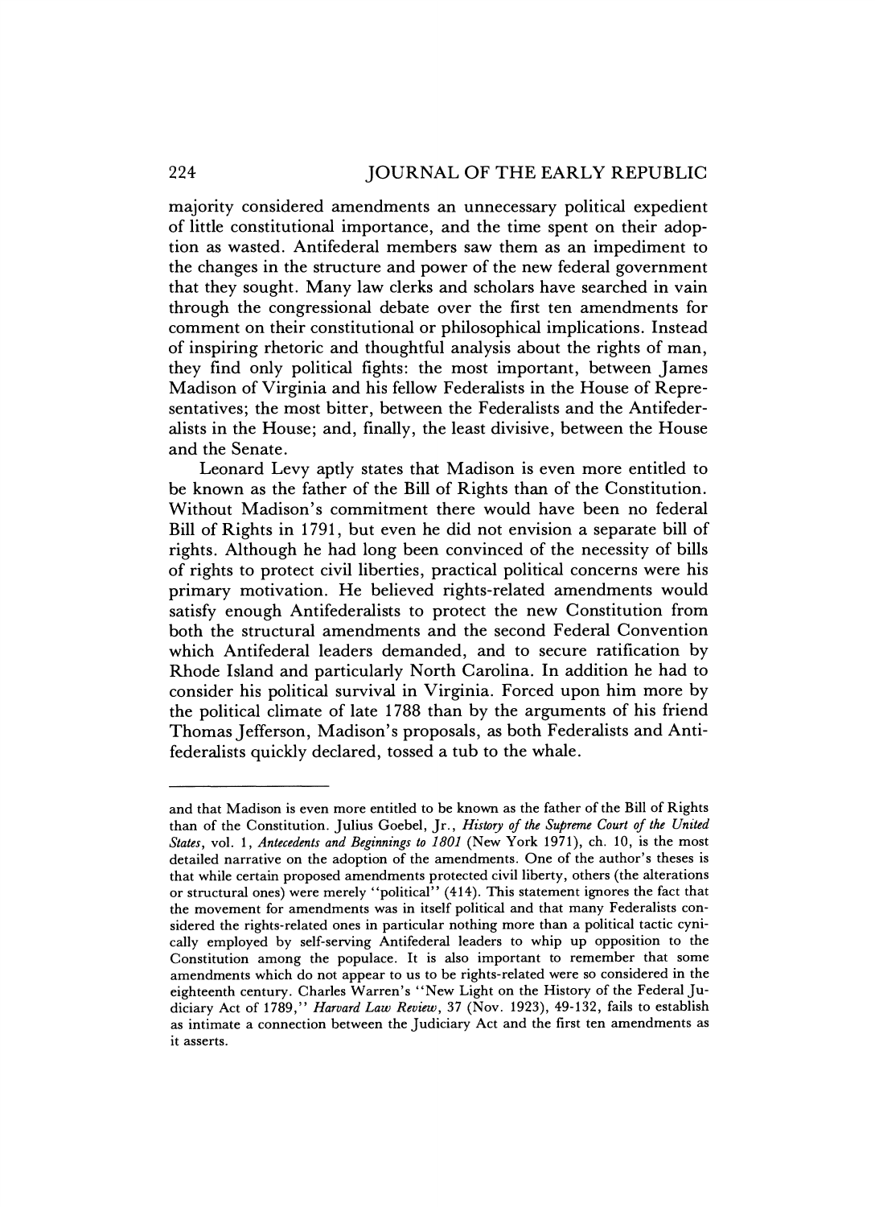majority considered amendments an unnecessary political expedient of little constitutional importance, and the time spent on their adoption as wasted. Antifederal members saw them as an impediment to the changes in the structure and power of the new federal government that they sought. Many law clerks and scholars have searched in vain through the congressional debate over the first ten amendments for comment on their constitutional or philosophical implications. Instead of inspiring rhetoric and thoughtful analysis about the rights of man, they find only political fights: the most important, between James Madison of Virginia and his fellow Federalists in the House of Representatives; the most bitter, between the Federalists and the Antifederalists in the House; and, finally, the least divisive, between the House and the Senate.

Leonard Levy aptly states that Madison is even more entitled to be known as the father of the Bill of Rights than of the Constitution. Without Madison's commitment there would have been no federal Bill of Rights in 1791, but even he did not envision a separate bill of rights. Although he had long been convinced of the necessity of bills of rights to protect civil liberties, practical political concerns were his primary motivation. He believed rights-related amendments would satisfy enough Antifederalists to protect the new Constitution from both the structural amendments and the second Federal Convention which Antifederal leaders demanded, and to secure ratification by Rhode Island and particularly North Carolina. In addition he had to consider his political survival in Virginia. Forced upon him more by the political climate of late 1788 than by the arguments of his friend Thomas Jefferson, Madison's proposals, as both Federalists and Antifederalists quickly declared, tossed a tub to the whale.

---

and that Madison is even more entitled to be known as the father of the Bill of Rights than of the Constitution. Julius Goebel, Jr., *History of the Supreme Court of the United States*, vol. 1, *Antecedents and Beginnings to 1801* (New York 1971), ch. 10, is the most detailed narrative on the adoption of the amendments. One of the author's theses is that while certain proposed amendments protected civil liberty, others (the alterations or structural ones) were merely "political" (414). This statement ignores the fact that the movement for amendments was in itself political and that many Federalists considered the rights-related ones in particular nothing more than a political tactic cynically employed by self-serving Antifederal leaders to whip up opposition to the Constitution among the populace. It is also important to remember that some amendments which do not appear to us to be rights-related were so considered in the eighteenth century. Charles Warren's "New Light on the History of the Federal Judiciary Act of 1789," *Harvard Law Review*, 37 (Nov. 1923), 49-132, fails to establish as intimate a connection between the Judiciary Act and the first ten amendments as it asserts.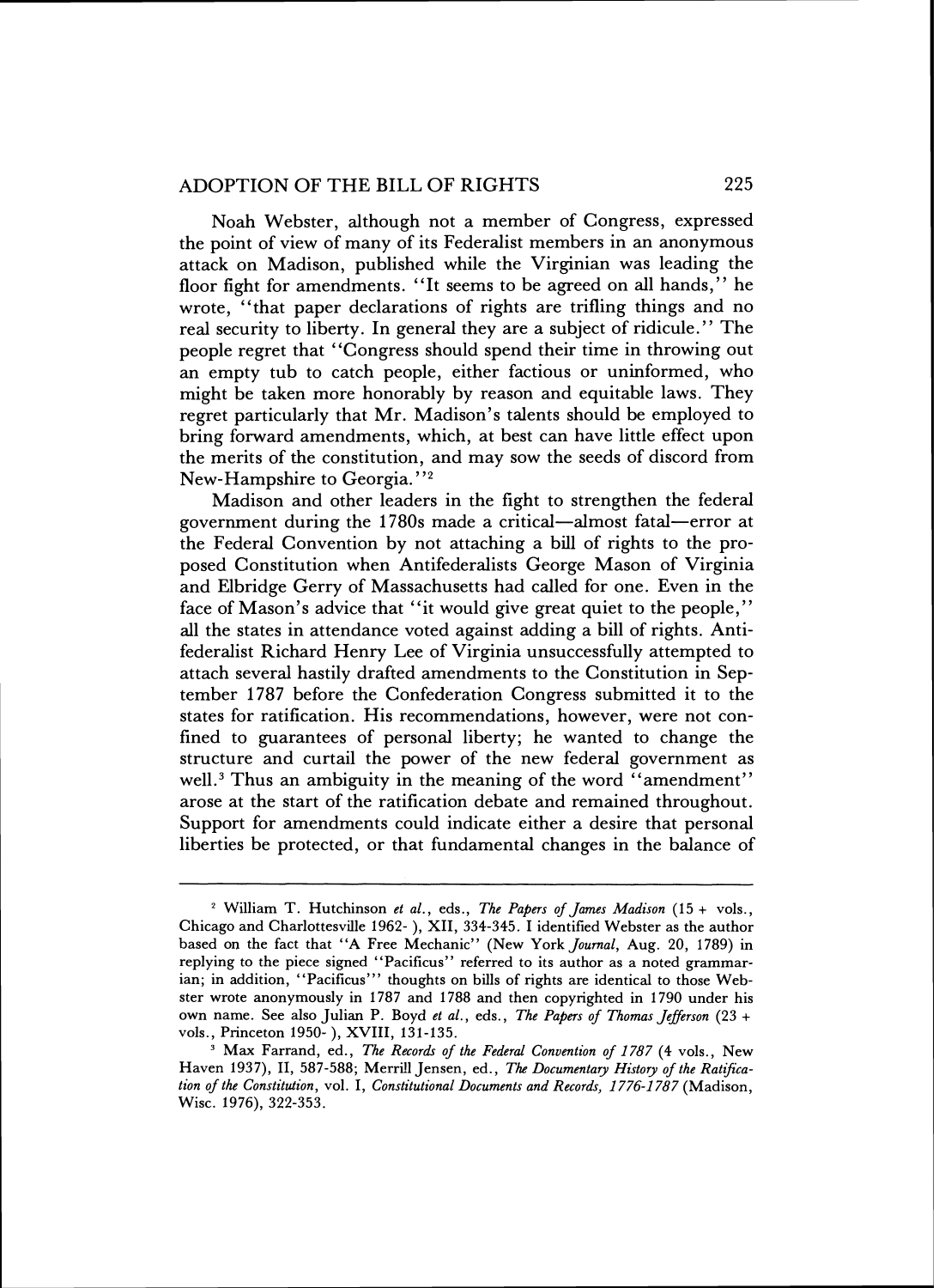Noah Webster, although not a member of Congress, expressed the point of view of many of its Federalist members in an anonymous attack on Madison, published while the Virginian was leading the floor fight for amendments. "It seems to be agreed on all hands," he wrote, "that paper declarations of rights are trifling things and no real security to liberty. In general they are a subject of ridicule." The people regret that "Congress should spend their time in throwing out an empty tub to catch people, either factious or uninformed, who might be taken more honorably by reason and equitable laws. They regret particularly that Mr. Madison's talents should be employed to bring forward amendments, which, at best can have little effect upon the merits of the constitution, and may sow the seeds of discord from New-Hampshire to Georgia."[2]

Madison and other leaders in the fight to strengthen the federal government during the 1780s made a critical—almost fatal—error at the Federal Convention by not attaching a bill of rights to the proposed Constitution when Antifederalists George Mason of Virginia and Elbridge Gerry of Massachusetts had called for one. Even in the face of Mason's advice that "it would give great quiet to the people," all the states in attendance voted against adding a bill of rights. Antifederalist Richard Henry Lee of Virginia unsuccessfully attempted to attach several hastily drafted amendments to the Constitution in September 1787 before the Confederation Congress submitted it to the states for ratification. His recommendations, however, were not confined to guarantees of personal liberty; he wanted to change the structure and curtail the power of the new federal government as well.[3] Thus an ambiguity in the meaning of the word "amendment" arose at the start of the ratification debate and remained throughout. Support for amendments could indicate either a desire that personal liberties be protected, or that fundamental changes in the balance of

---

[2] William T. Hutchinson *et al.*, eds., *The Papers of James Madison* (15 + vols., Chicago and Charlottesville 1962- ), XII, 334-345. I identified Webster as the author based on the fact that "A Free Mechanic" (New York *Journal*, Aug. 20, 1789) in replying to the piece signed "Pacificus" referred to its author as a noted grammarian; in addition, "Pacificus'" thoughts on bills of rights are identical to those Webster wrote anonymously in 1787 and 1788 and then copyrighted in 1790 under his own name. See also Julian P. Boyd *et al.*, eds., *The Papers of Thomas Jefferson* (23 + vols., Princeton 1950- ), XVIII, 131-135.

[3] Max Farrand, ed., *The Records of the Federal Convention of 1787* (4 vols., New Haven 1937), II, 587-588; Merrill Jensen, ed., *The Documentary History of the Ratification of the Constitution*, vol. I, *Constitutional Documents and Records, 1776-1787* (Madison, Wisc. 1976), 322-353.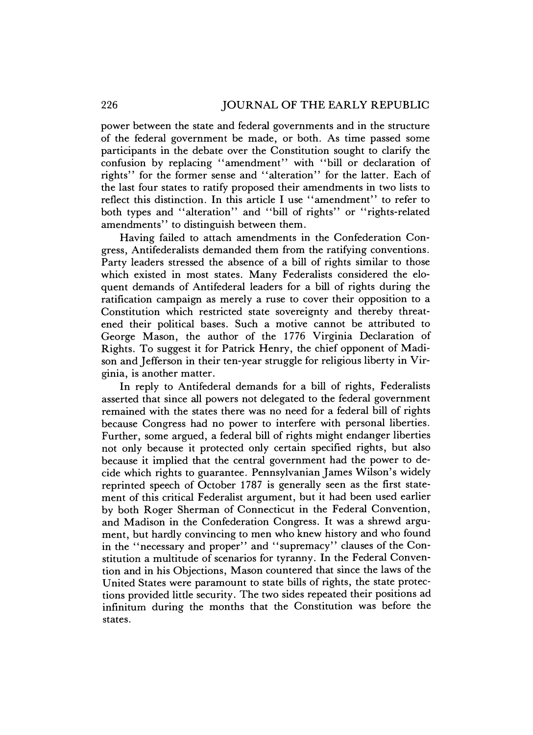power between the state and federal governments and in the structure of the federal government be made, or both. As time passed some participants in the debate over the Constitution sought to clarify the confusion by replacing "amendment" with "bill or declaration of rights" for the former sense and "alteration" for the latter. Each of the last four states to ratify proposed their amendments in two lists to reflect this distinction. In this article I use "amendment" to refer to both types and "alteration" and "bill of rights" or "rights-related amendments" to distinguish between them.

Having failed to attach amendments in the Confederation Congress, Antifederalists demanded them from the ratifying conventions. Party leaders stressed the absence of a bill of rights similar to those which existed in most states. Many Federalists considered the eloquent demands of Antifederal leaders for a bill of rights during the ratification campaign as merely a ruse to cover their opposition to a Constitution which restricted state sovereignty and thereby threatened their political bases. Such a motive cannot be attributed to George Mason, the author of the 1776 Virginia Declaration of Rights. To suggest it for Patrick Henry, the chief opponent of Madison and Jefferson in their ten-year struggle for religious liberty in Virginia, is another matter.

In reply to Antifederal demands for a bill of rights, Federalists asserted that since all powers not delegated to the federal government remained with the states there was no need for a federal bill of rights because Congress had no power to interfere with personal liberties. Further, some argued, a federal bill of rights might endanger liberties not only because it protected only certain specified rights, but also because it implied that the central government had the power to decide which rights to guarantee. Pennsylvanian James Wilson's widely reprinted speech of October 1787 is generally seen as the first statement of this critical Federalist argument, but it had been used earlier by both Roger Sherman of Connecticut in the Federal Convention, and Madison in the Confederation Congress. It was a shrewd argument, but hardly convincing to men who knew history and who found in the "necessary and proper" and "supremacy" clauses of the Constitution a multitude of scenarios for tyranny. In the Federal Convention and in his Objections, Mason countered that since the laws of the United States were paramount to state bills of rights, the state protections provided little security. The two sides repeated their positions ad infinitum during the months that the Constitution was before the states.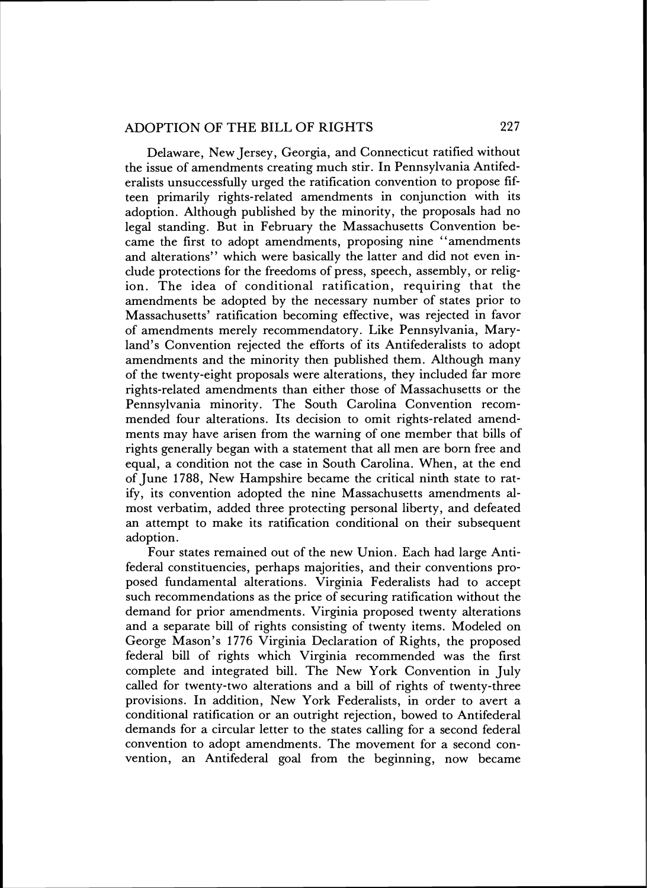Delaware, New Jersey, Georgia, and Connecticut ratified without the issue of amendments creating much stir. In Pennsylvania Antifederalists unsuccessfully urged the ratification convention to propose fifteen primarily rights-related amendments in conjunction with its adoption. Although published by the minority, the proposals had no legal standing. But in February the Massachusetts Convention became the first to adopt amendments, proposing nine "amendments and alterations" which were basically the latter and did not even include protections for the freedoms of press, speech, assembly, or religion. The idea of conditional ratification, requiring that the amendments be adopted by the necessary number of states prior to Massachusetts' ratification becoming effective, was rejected in favor of amendments merely recommendatory. Like Pennsylvania, Maryland's Convention rejected the efforts of its Antifederalists to adopt amendments and the minority then published them. Although many of the twenty-eight proposals were alterations, they included far more rights-related amendments than either those of Massachusetts or the Pennsylvania minority. The South Carolina Convention recommended four alterations. Its decision to omit rights-related amendments may have arisen from the warning of one member that bills of rights generally began with a statement that all men are born free and equal, a condition not the case in South Carolina. When, at the end of June 1788, New Hampshire became the critical ninth state to ratify, its convention adopted the nine Massachusetts amendments almost verbatim, added three protecting personal liberty, and defeated an attempt to make its ratification conditional on their subsequent adoption.

Four states remained out of the new Union. Each had large Antifederal constituencies, perhaps majorities, and their conventions proposed fundamental alterations. Virginia Federalists had to accept such recommendations as the price of securing ratification without the demand for prior amendments. Virginia proposed twenty alterations and a separate bill of rights consisting of twenty items. Modeled on George Mason's 1776 Virginia Declaration of Rights, the proposed federal bill of rights which Virginia recommended was the first complete and integrated bill. The New York Convention in July called for twenty-two alterations and a bill of rights of twenty-three provisions. In addition, New York Federalists, in order to avert a conditional ratification or an outright rejection, bowed to Antifederal demands for a circular letter to the states calling for a second federal convention to adopt amendments. The movement for a second convention, an Antifederal goal from the beginning, now became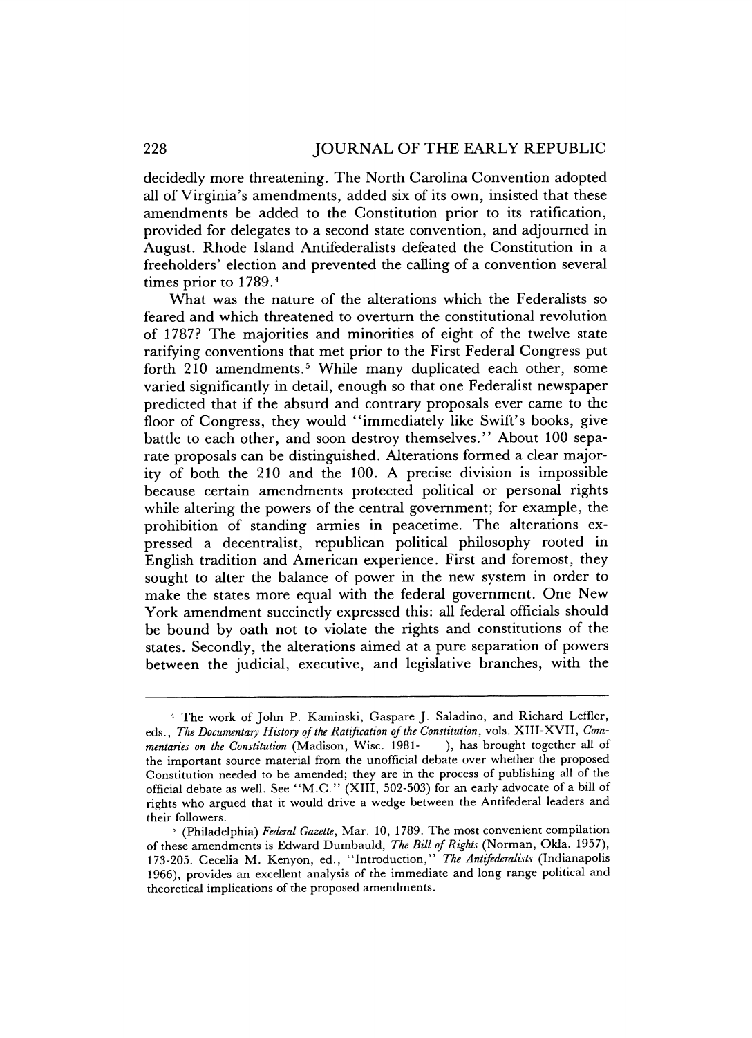decidedly more threatening. The North Carolina Convention adopted all of Virginia's amendments, added six of its own, insisted that these amendments be added to the Constitution prior to its ratification, provided for delegates to a second state convention, and adjourned in August. Rhode Island Antifederalists defeated the Constitution in a freeholders' election and prevented the calling of a convention several times prior to 1789.[4]

What was the nature of the alterations which the Federalists so feared and which threatened to overturn the constitutional revolution of 1787? The majorities and minorities of eight of the twelve state ratifying conventions that met prior to the First Federal Congress put forth 210 amendments.[5] While many duplicated each other, some varied significantly in detail, enough so that one Federalist newspaper predicted that if the absurd and contrary proposals ever came to the floor of Congress, they would "immediately like Swift's books, give battle to each other, and soon destroy themselves." About 100 separate proposals can be distinguished. Alterations formed a clear majority of both the 210 and the 100. A precise division is impossible because certain amendments protected political or personal rights while altering the powers of the central government; for example, the prohibition of standing armies in peacetime. The alterations expressed a decentralist, republican political philosophy rooted in English tradition and American experience. First and foremost, they sought to alter the balance of power in the new system in order to make the states more equal with the federal government. One New York amendment succinctly expressed this: all federal officials should be bound by oath not to violate the rights and constitutions of the states. Secondly, the alterations aimed at a pure separation of powers between the judicial, executive, and legislative branches, with the

---

[4] The work of John P. Kaminski, Gaspare J. Saladino, and Richard Leffler, eds., *The Documentary History of the Ratification of the Constitution*, vols. XIII-XVII, *Commentaries on the Constitution* (Madison, Wisc. 1981- ), has brought together all of the important source material from the unofficial debate over whether the proposed Constitution needed to be amended; they are in the process of publishing all of the official debate as well. See "M.C." (XIII, 502-503) for an early advocate of a bill of rights who argued that it would drive a wedge between the Antifederal leaders and their followers.

[5] (Philadelphia) *Federal Gazette*, Mar. 10, 1789. The most convenient compilation of these amendments is Edward Dumbauld, *The Bill of Rights* (Norman, Okla. 1957), 173-205. Cecelia M. Kenyon, ed., "Introduction," *The Antifederalists* (Indianapolis 1966), provides an excellent analysis of the immediate and long range political and theoretical implications of the proposed amendments.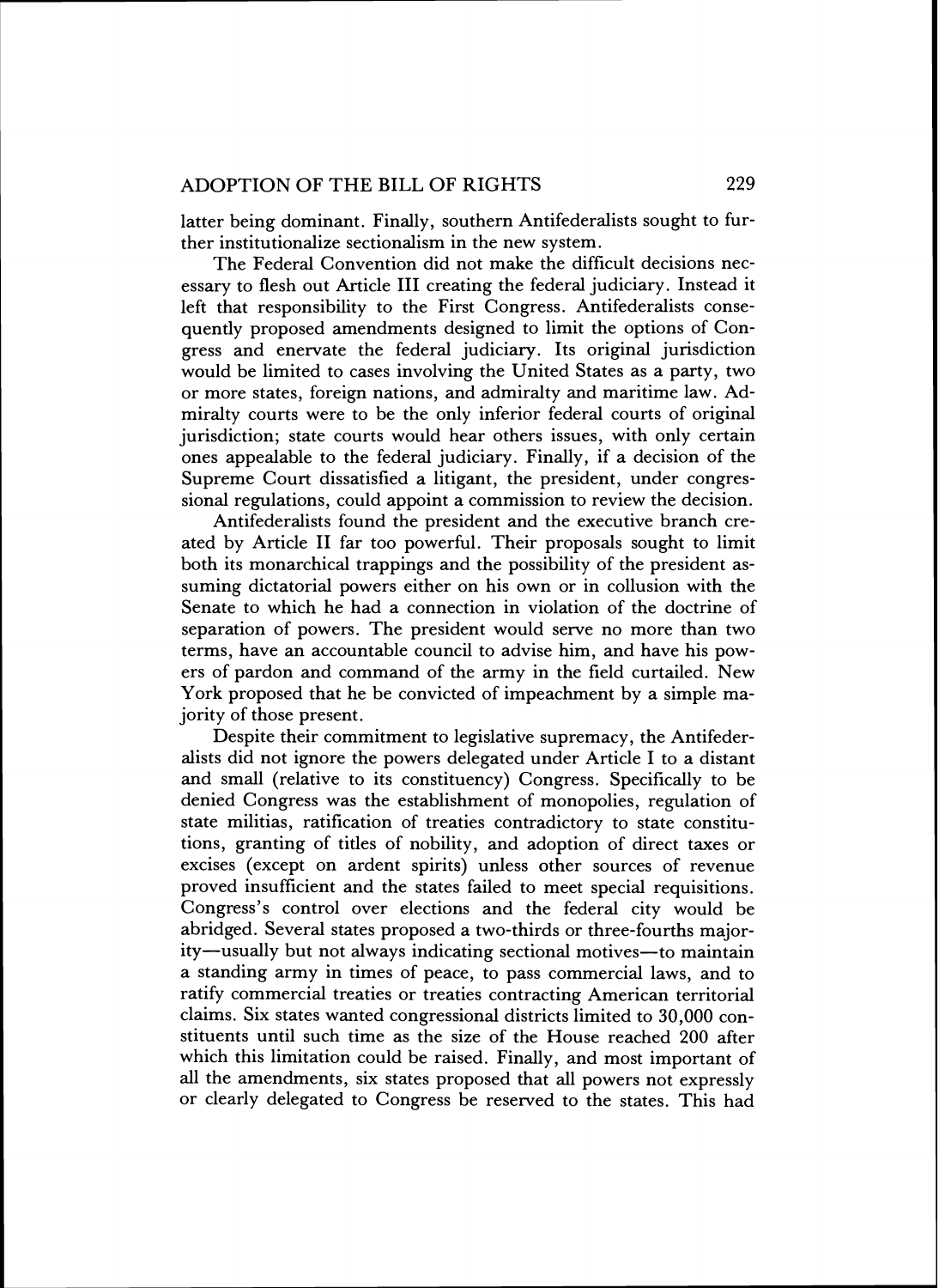latter being dominant. Finally, southern Antifederalists sought to further institutionalize sectionalism in the new system.

The Federal Convention did not make the difficult decisions necessary to flesh out Article III creating the federal judiciary. Instead it left that responsibility to the First Congress. Antifederalists consequently proposed amendments designed to limit the options of Congress and enervate the federal judiciary. Its original jurisdiction would be limited to cases involving the United States as a party, two or more states, foreign nations, and admiralty and maritime law. Admiralty courts were to be the only inferior federal courts of original jurisdiction; state courts would hear others issues, with only certain ones appealable to the federal judiciary. Finally, if a decision of the Supreme Court dissatisfied a litigant, the president, under congressional regulations, could appoint a commission to review the decision.

Antifederalists found the president and the executive branch created by Article II far too powerful. Their proposals sought to limit both its monarchical trappings and the possibility of the president assuming dictatorial powers either on his own or in collusion with the Senate to which he had a connection in violation of the doctrine of separation of powers. The president would serve no more than two terms, have an accountable council to advise him, and have his powers of pardon and command of the army in the field curtailed. New York proposed that he be convicted of impeachment by a simple majority of those present.

Despite their commitment to legislative supremacy, the Antifederalists did not ignore the powers delegated under Article I to a distant and small (relative to its constituency) Congress. Specifically to be denied Congress was the establishment of monopolies, regulation of state militias, ratification of treaties contradictory to state constitutions, granting of titles of nobility, and adoption of direct taxes or excises (except on ardent spirits) unless other sources of revenue proved insufficient and the states failed to meet special requisitions. Congress's control over elections and the federal city would be abridged. Several states proposed a two-thirds or three-fourths majority—usually but not always indicating sectional motives—to maintain a standing army in times of peace, to pass commercial laws, and to ratify commercial treaties or treaties contracting American territorial claims. Six states wanted congressional districts limited to 30,000 constituents until such time as the size of the House reached 200 after which this limitation could be raised. Finally, and most important of all the amendments, six states proposed that all powers not expressly or clearly delegated to Congress be reserved to the states. This had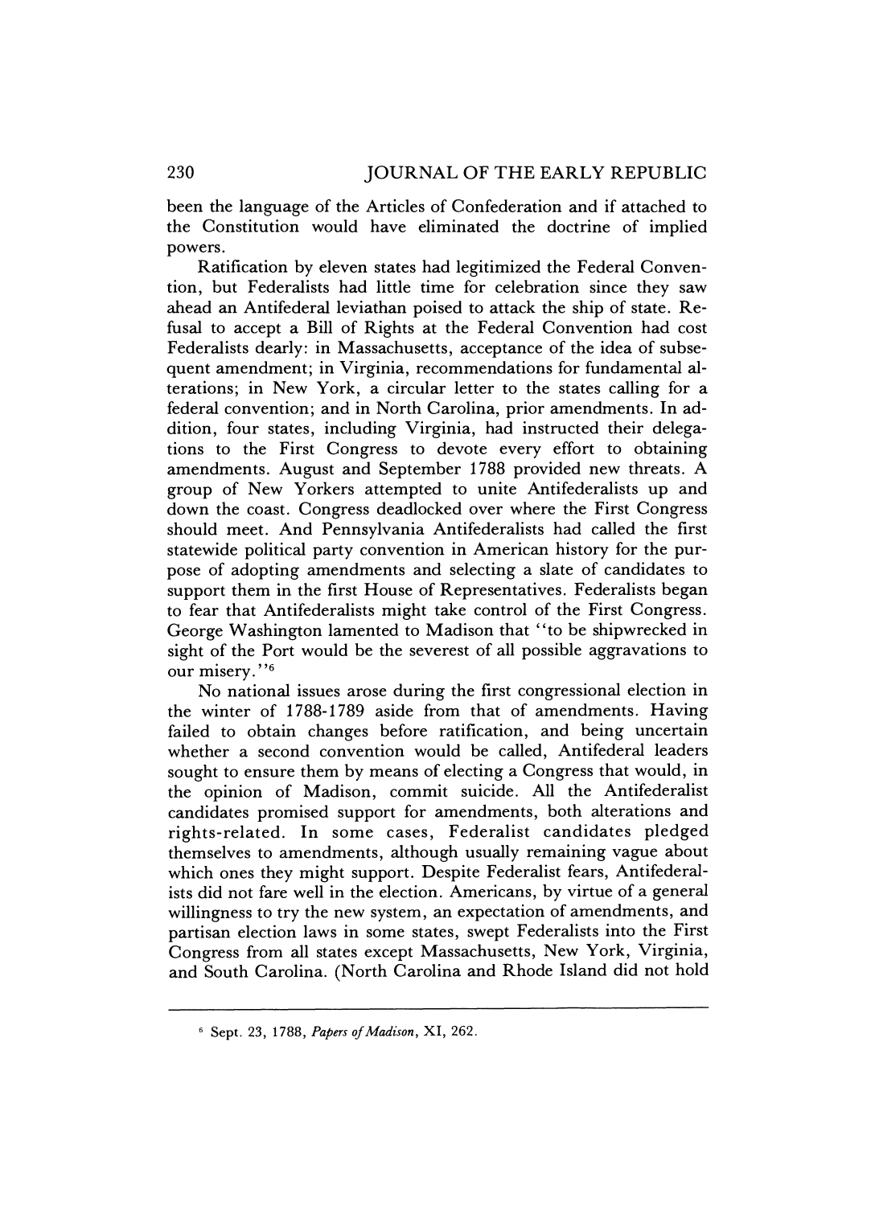been the language of the Articles of Confederation and if attached to the Constitution would have eliminated the doctrine of implied powers.

Ratification by eleven states had legitimized the Federal Convention, but Federalists had little time for celebration since they saw ahead an Antifederal leviathan poised to attack the ship of state. Refusal to accept a Bill of Rights at the Federal Convention had cost Federalists dearly: in Massachusetts, acceptance of the idea of subsequent amendment; in Virginia, recommendations for fundamental alterations; in New York, a circular letter to the states calling for a federal convention; and in North Carolina, prior amendments. In addition, four states, including Virginia, had instructed their delegations to the First Congress to devote every effort to obtaining amendments. August and September 1788 provided new threats. A group of New Yorkers attempted to unite Antifederalists up and down the coast. Congress deadlocked over where the First Congress should meet. And Pennsylvania Antifederalists had called the first statewide political party convention in American history for the purpose of adopting amendments and selecting a slate of candidates to support them in the first House of Representatives. Federalists began to fear that Antifederalists might take control of the First Congress. George Washington lamented to Madison that "to be shipwrecked in sight of the Port would be the severest of all possible aggravations to our misery."[6]

No national issues arose during the first congressional election in the winter of 1788-1789 aside from that of amendments. Having failed to obtain changes before ratification, and being uncertain whether a second convention would be called, Antifederal leaders sought to ensure them by means of electing a Congress that would, in the opinion of Madison, commit suicide. All the Antifederalist candidates promised support for amendments, both alterations and rights-related. In some cases, Federalist candidates pledged themselves to amendments, although usually remaining vague about which ones they might support. Despite Federalist fears, Antifederalists did not fare well in the election. Americans, by virtue of a general willingness to try the new system, an expectation of amendments, and partisan election laws in some states, swept Federalists into the First Congress from all states except Massachusetts, New York, Virginia, and South Carolina. (North Carolina and Rhode Island did not hold

---

[6] Sept. 23, 1788, *Papers of Madison*, XI, 262.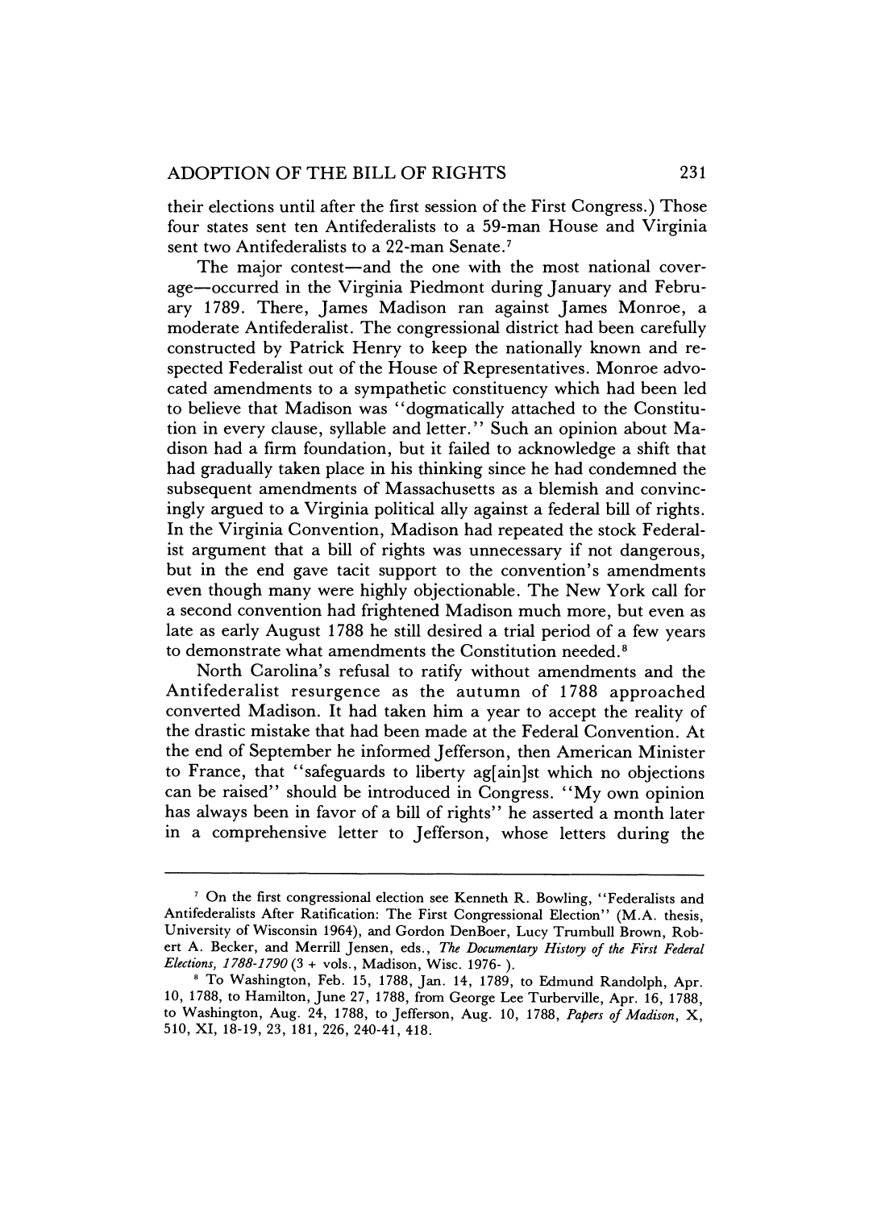their elections until after the first session of the First Congress.) Those four states sent ten Antifederalists to a 59-man House and Virginia sent two Antifederalists to a 22-man Senate.[7]

The major contest—and the one with the most national coverage—occurred in the Virginia Piedmont during January and February 1789. There, James Madison ran against James Monroe, a moderate Antifederalist. The congressional district had been carefully constructed by Patrick Henry to keep the nationally known and respected Federalist out of the House of Representatives. Monroe advocated amendments to a sympathetic constituency which had been led to believe that Madison was "dogmatically attached to the Constitution in every clause, syllable and letter." Such an opinion about Madison had a firm foundation, but it failed to acknowledge a shift that had gradually taken place in his thinking since he had condemned the subsequent amendments of Massachusetts as a blemish and convincingly argued to a Virginia political ally against a federal bill of rights. In the Virginia Convention, Madison had repeated the stock Federalist argument that a bill of rights was unnecessary if not dangerous, but in the end gave tacit support to the convention's amendments even though many were highly objectionable. The New York call for a second convention had frightened Madison much more, but even as late as early August 1788 he still desired a trial period of a few years to demonstrate what amendments the Constitution needed.[8]

North Carolina's refusal to ratify without amendments and the Antifederalist resurgence as the autumn of 1788 approached converted Madison. It had taken him a year to accept the reality of the drastic mistake that had been made at the Federal Convention. At the end of September he informed Jefferson, then American Minister to France, that "safeguards to liberty ag[ain]st which no objections can be raised" should be introduced in Congress. "My own opinion has always been in favor of a bill of rights" he asserted a month later in a comprehensive letter to Jefferson, whose letters during the

---

[7] On the first congressional election see Kenneth R. Bowling, "Federalists and Antifederalists After Ratification: The First Congressional Election" (M.A. thesis, University of Wisconsin 1964), and Gordon DenBoer, Lucy Trumbull Brown, Robert A. Becker, and Merrill Jensen, eds., *The Documentary History of the First Federal Elections, 1788-1790* (3 + vols., Madison, Wisc. 1976- ).

[8] To Washington, Feb. 15, 1788, Jan. 14, 1789, to Edmund Randolph, Apr. 10, 1788, to Hamilton, June 27, 1788, from George Lee Turberville, Apr. 16, 1788, to Washington, Aug. 24, 1788, to Jefferson, Aug. 10, 1788, *Papers of Madison*, X, 510, XI, 18-19, 23, 181, 226, 240-41, 418.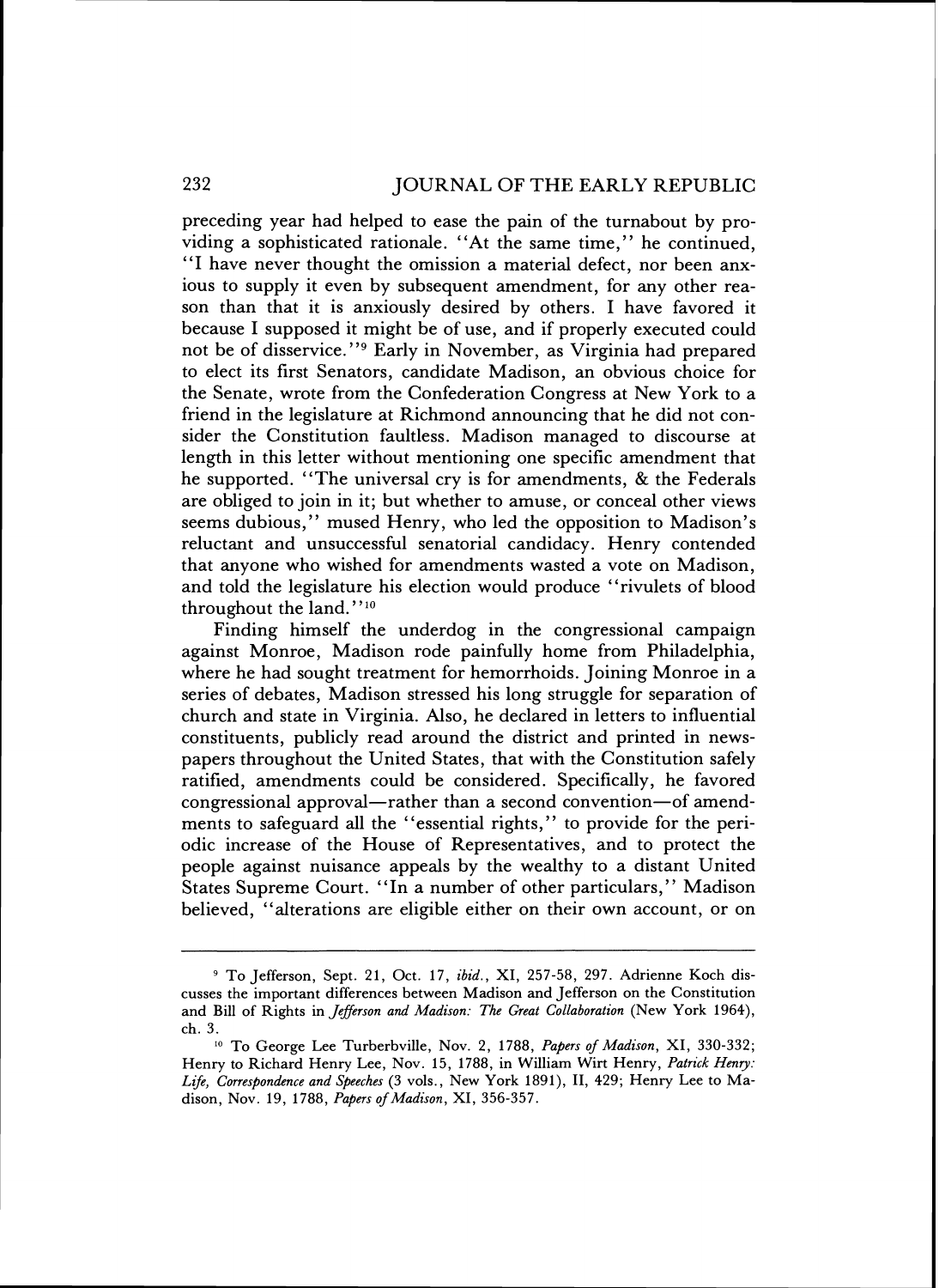preceding year had helped to ease the pain of the turnabout by providing a sophisticated rationale. "At the same time," he continued, "I have never thought the omission a material defect, nor been anxious to supply it even by subsequent amendment, for any other reason than that it is anxiously desired by others. I have favored it because I supposed it might be of use, and if properly executed could not be of disservice."[9] Early in November, as Virginia had prepared to elect its first Senators, candidate Madison, an obvious choice for the Senate, wrote from the Confederation Congress at New York to a friend in the legislature at Richmond announcing that he did not consider the Constitution faultless. Madison managed to discourse at length in this letter without mentioning one specific amendment that he supported. "The universal cry is for amendments, & the Federals are obliged to join in it; but whether to amuse, or conceal other views seems dubious," mused Henry, who led the opposition to Madison's reluctant and unsuccessful senatorial candidacy. Henry contended that anyone who wished for amendments wasted a vote on Madison, and told the legislature his election would produce "rivulets of blood throughout the land."[10]

Finding himself the underdog in the congressional campaign against Monroe, Madison rode painfully home from Philadelphia, where he had sought treatment for hemorrhoids. Joining Monroe in a series of debates, Madison stressed his long struggle for separation of church and state in Virginia. Also, he declared in letters to influential constituents, publicly read around the district and printed in newspapers throughout the United States, that with the Constitution safely ratified, amendments could be considered. Specifically, he favored congressional approval—rather than a second convention—of amendments to safeguard all the "essential rights," to provide for the periodic increase of the House of Representatives, and to protect the people against nuisance appeals by the wealthy to a distant United States Supreme Court. "In a number of other particulars," Madison believed, "alterations are eligible either on their own account, or on

---

[9] To Jefferson, Sept. 21, Oct. 17, *ibid.*, XI, 257-58, 297. Adrienne Koch discusses the important differences between Madison and Jefferson on the Constitution and Bill of Rights in *Jefferson and Madison: The Great Collaboration* (New York 1964), ch. 3.

[10] To George Lee Turberbville, Nov. 2, 1788, *Papers of Madison*, XI, 330-332; Henry to Richard Henry Lee, Nov. 15, 1788, in William Wirt Henry, *Patrick Henry: Life, Correspondence and Speeches* (3 vols., New York 1891), II, 429; Henry Lee to Madison, Nov. 19, 1788, *Papers of Madison*, XI, 356-357.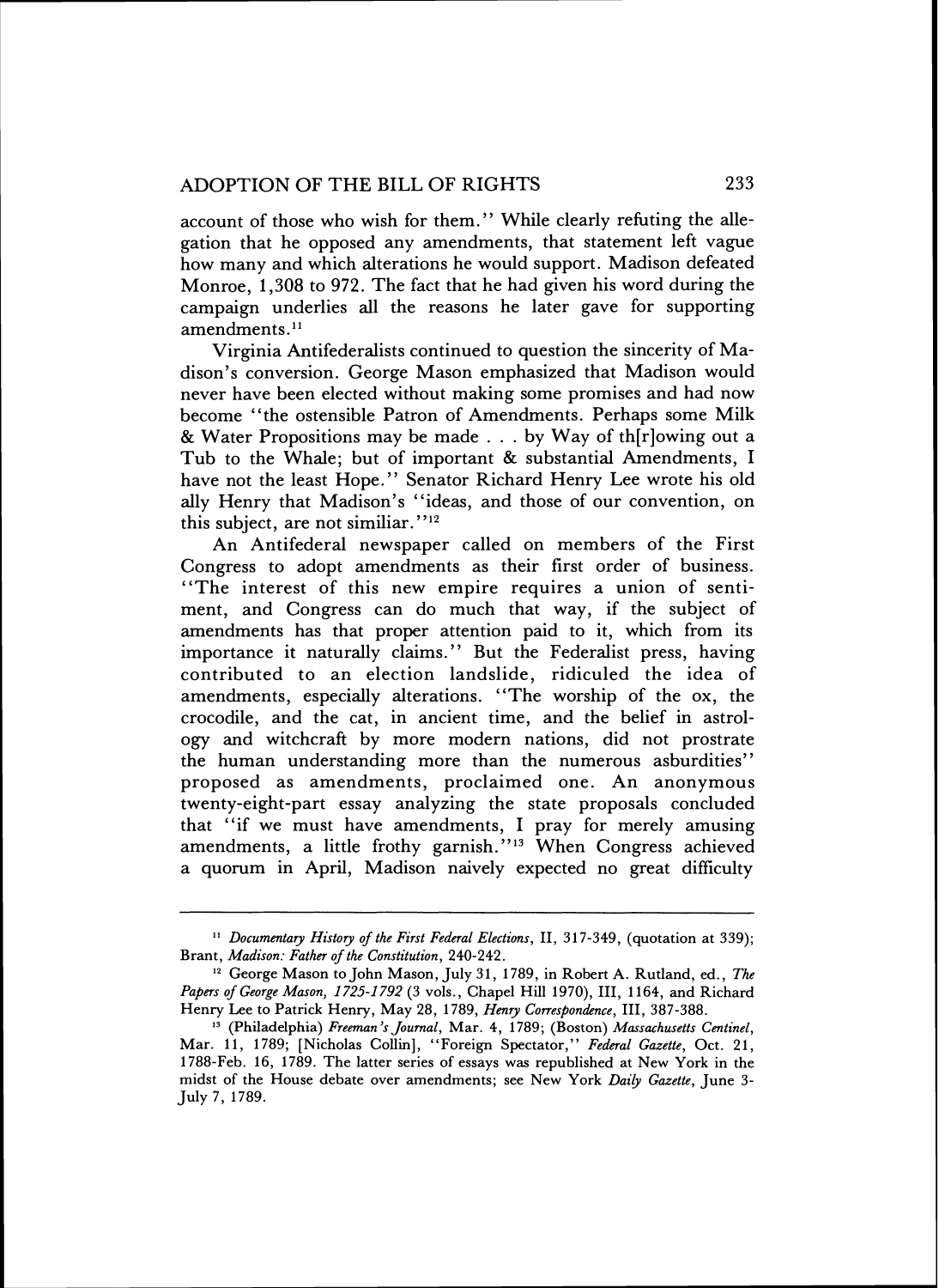account of those who wish for them." While clearly refuting the allegation that he opposed any amendments, that statement left vague how many and which alterations he would support. Madison defeated Monroe, 1,308 to 972. The fact that he had given his word during the campaign underlies all the reasons he later gave for supporting amendments.[11]

Virginia Antifederalists continued to question the sincerity of Madison's conversion. George Mason emphasized that Madison would never have been elected without making some promises and had now become "the ostensible Patron of Amendments. Perhaps some Milk & Water Propositions may be made . . . by Way of th[r]owing out a Tub to the Whale; but of important & substantial Amendments, I have not the least Hope." Senator Richard Henry Lee wrote his old ally Henry that Madison's "ideas, and those of our convention, on this subject, are not similiar."[12]

An Antifederal newspaper called on members of the First Congress to adopt amendments as their first order of business. "The interest of this new empire requires a union of sentiment, and Congress can do much that way, if the subject of amendments has that proper attention paid to it, which from its importance it naturally claims." But the Federalist press, having contributed to an election landslide, ridiculed the idea of amendments, especially alterations. "The worship of the ox, the crocodile, and the cat, in ancient time, and the belief in astrology and witchcraft by more modern nations, did not prostrate the human understanding more than the numerous asburdities" proposed as amendments, proclaimed one. An anonymous twenty-eight-part essay analyzing the state proposals concluded that "if we must have amendments, I pray for merely amusing amendments, a little frothy garnish."[13] When Congress achieved a quorum in April, Madison naively expected no great difficulty

---

[11] *Documentary History of the First Federal Elections*, II, 317-349, (quotation at 339); Brant, *Madison: Father of the Constitution*, 240-242.

[12] George Mason to John Mason, July 31, 1789, in Robert A. Rutland, ed., *The Papers of George Mason, 1725-1792* (3 vols., Chapel Hill 1970), III, 1164, and Richard Henry Lee to Patrick Henry, May 28, 1789, *Henry Correspondence*, III, 387-388.

[13] (Philadelphia) *Freeman's Journal*, Mar. 4, 1789; (Boston) *Massachusetts Centinel*, Mar. 11, 1789; [Nicholas Collin], "Foreign Spectator," *Federal Gazette*, Oct. 21, 1788-Feb. 16, 1789. The latter series of essays was republished at New York in the midst of the House debate over amendments; see New York *Daily Gazette*, June 3-July 7, 1789.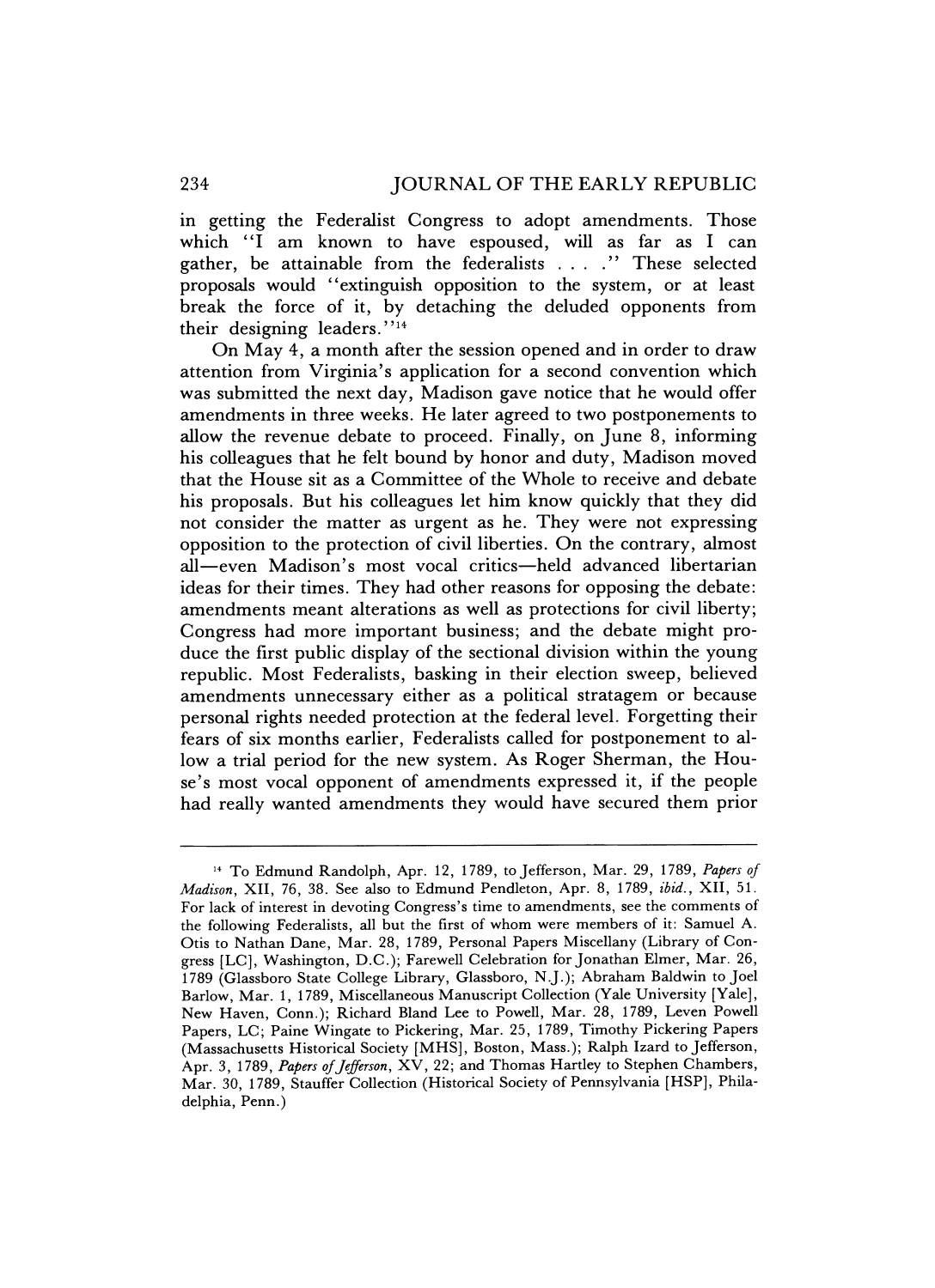in getting the Federalist Congress to adopt amendments. Those which "I am known to have espoused, will as far as I can gather, be attainable from the federalists . . . ." These selected proposals would "extinguish opposition to the system, or at least break the force of it, by detaching the deluded opponents from their designing leaders."[14]

On May 4, a month after the session opened and in order to draw attention from Virginia's application for a second convention which was submitted the next day, Madison gave notice that he would offer amendments in three weeks. He later agreed to two postponements to allow the revenue debate to proceed. Finally, on June 8, informing his colleagues that he felt bound by honor and duty, Madison moved that the House sit as a Committee of the Whole to receive and debate his proposals. But his colleagues let him know quickly that they did not consider the matter as urgent as he. They were not expressing opposition to the protection of civil liberties. On the contrary, almost all—even Madison's most vocal critics—held advanced libertarian ideas for their times. They had other reasons for opposing the debate: amendments meant alterations as well as protections for civil liberty; Congress had more important business; and the debate might produce the first public display of the sectional division within the young republic. Most Federalists, basking in their election sweep, believed amendments unnecessary either as a political stratagem or because personal rights needed protection at the federal level. Forgetting their fears of six months earlier, Federalists called for postponement to allow a trial period for the new system. As Roger Sherman, the House's most vocal opponent of amendments expressed it, if the people had really wanted amendments they would have secured them prior

---

[14] To Edmund Randolph, Apr. 12, 1789, to Jefferson, Mar. 29, 1789, *Papers of Madison*, XII, 76, 38. See also to Edmund Pendleton, Apr. 8, 1789, *ibid.*, XII, 51. For lack of interest in devoting Congress's time to amendments, see the comments of the following Federalists, all but the first of whom were members of it: Samuel A. Otis to Nathan Dane, Mar. 28, 1789, Personal Papers Miscellany (Library of Congress [LC], Washington, D.C.); Farewell Celebration for Jonathan Elmer, Mar. 26, 1789 (Glassboro State College Library, Glassboro, N.J.); Abraham Baldwin to Joel Barlow, Mar. 1, 1789, Miscellaneous Manuscript Collection (Yale University [Yale], New Haven, Conn.); Richard Bland Lee to Powell, Mar. 28, 1789, Leven Powell Papers, LC; Paine Wingate to Pickering, Mar. 25, 1789, Timothy Pickering Papers (Massachusetts Historical Society [MHS], Boston, Mass.); Ralph Izard to Jefferson, Apr. 3, 1789, *Papers of Jefferson*, XV, 22; and Thomas Hartley to Stephen Chambers, Mar. 30, 1789, Stauffer Collection (Historical Society of Pennsylvania [HSP], Philadelphia, Penn.)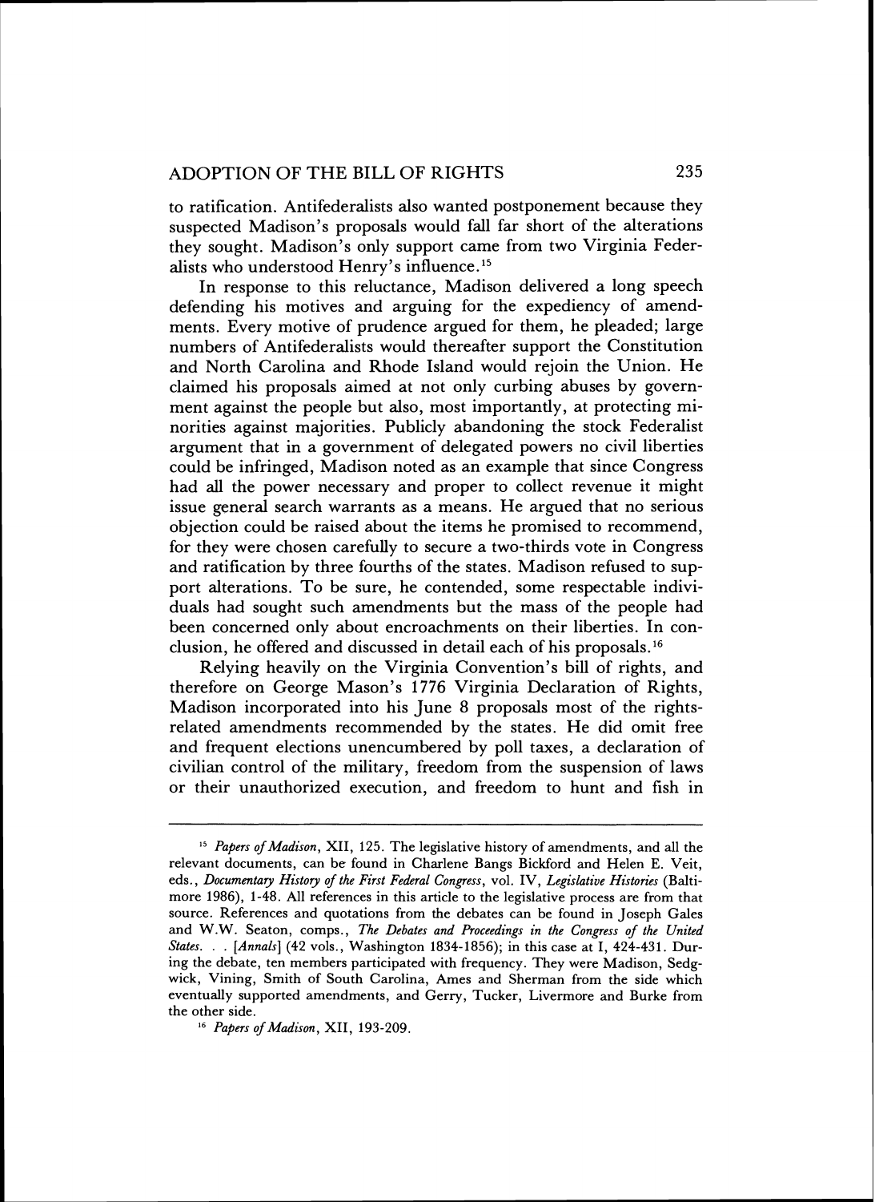to ratification. Antifederalists also wanted postponement because they suspected Madison's proposals would fall far short of the alterations they sought. Madison's only support came from two Virginia Federalists who understood Henry's influence.[15]

In response to this reluctance, Madison delivered a long speech defending his motives and arguing for the expediency of amendments. Every motive of prudence argued for them, he pleaded; large numbers of Antifederalists would thereafter support the Constitution and North Carolina and Rhode Island would rejoin the Union. He claimed his proposals aimed at not only curbing abuses by government against the people but also, most importantly, at protecting minorities against majorities. Publicly abandoning the stock Federalist argument that in a government of delegated powers no civil liberties could be infringed, Madison noted as an example that since Congress had all the power necessary and proper to collect revenue it might issue general search warrants as a means. He argued that no serious objection could be raised about the items he promised to recommend, for they were chosen carefully to secure a two-thirds vote in Congress and ratification by three fourths of the states. Madison refused to support alterations. To be sure, he contended, some respectable individuals had sought such amendments but the mass of the people had been concerned only about encroachments on their liberties. In conclusion, he offered and discussed in detail each of his proposals.[16]

Relying heavily on the Virginia Convention's bill of rights, and therefore on George Mason's 1776 Virginia Declaration of Rights, Madison incorporated into his June 8 proposals most of the rights-related amendments recommended by the states. He did omit free and frequent elections unencumbered by poll taxes, a declaration of civilian control of the military, freedom from the suspension of laws or their unauthorized execution, and freedom to hunt and fish in

---

[15] *Papers of Madison*, XII, 125. The legislative history of amendments, and all the relevant documents, can be found in Charlene Bangs Bickford and Helen E. Veit, eds., *Documentary History of the First Federal Congress*, vol. IV, *Legislative Histories* (Baltimore 1986), 1-48. All references in this article to the legislative process are from that source. References and quotations from the debates can be found in Joseph Gales and W.W. Seaton, comps., *The Debates and Proceedings in the Congress of the United States. . . [Annals]* (42 vols., Washington 1834-1856); in this case at I, 424-431. During the debate, ten members participated with frequency. They were Madison, Sedgwick, Vining, Smith of South Carolina, Ames and Sherman from the side which eventually supported amendments, and Gerry, Tucker, Livermore and Burke from the other side.

[16] *Papers of Madison*, XII, 193-209.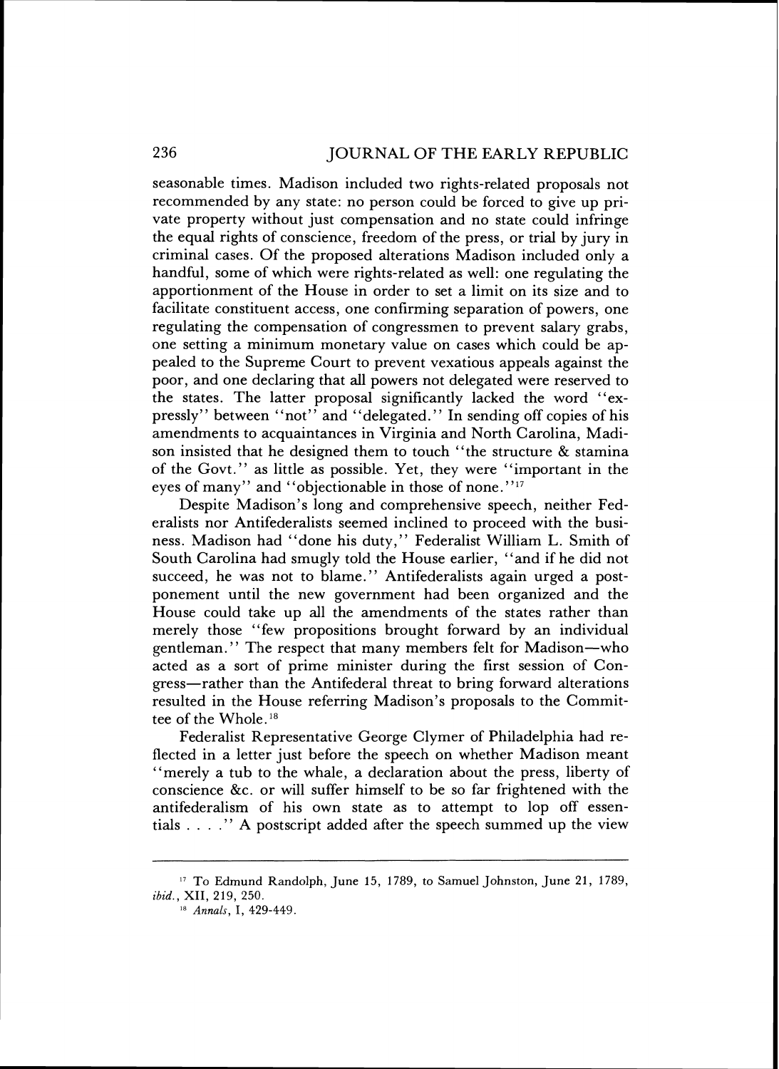seasonable times. Madison included two rights-related proposals not recommended by any state: no person could be forced to give up private property without just compensation and no state could infringe the equal rights of conscience, freedom of the press, or trial by jury in criminal cases. Of the proposed alterations Madison included only a handful, some of which were rights-related as well: one regulating the apportionment of the House in order to set a limit on its size and to facilitate constituent access, one confirming separation of powers, one regulating the compensation of congressmen to prevent salary grabs, one setting a minimum monetary value on cases which could be appealed to the Supreme Court to prevent vexatious appeals against the poor, and one declaring that all powers not delegated were reserved to the states. The latter proposal significantly lacked the word "expressly" between "not" and "delegated." In sending off copies of his amendments to acquaintances in Virginia and North Carolina, Madison insisted that he designed them to touch "the structure & stamina of the Govt." as little as possible. Yet, they were "important in the eyes of many" and "objectionable in those of none."[17]

Despite Madison's long and comprehensive speech, neither Federalists nor Antifederalists seemed inclined to proceed with the business. Madison had "done his duty," Federalist William L. Smith of South Carolina had smugly told the House earlier, "and if he did not succeed, he was not to blame." Antifederalists again urged a postponement until the new government had been organized and the House could take up all the amendments of the states rather than merely those "few propositions brought forward by an individual gentleman." The respect that many members felt for Madison—who acted as a sort of prime minister during the first session of Congress—rather than the Antifederal threat to bring forward alterations resulted in the House referring Madison's proposals to the Committee of the Whole.[18]

Federalist Representative George Clymer of Philadelphia had reflected in a letter just before the speech on whether Madison meant "merely a tub to the whale, a declaration about the press, liberty of conscience &c. or will suffer himself to be so far frightened with the antifederalism of his own state as to attempt to lop off essentials . . . ." A postscript added after the speech summed up the view

---

[17] To Edmund Randolph, June 15, 1789, to Samuel Johnston, June 21, 1789, *ibid.*, XII, 219, 250.

[18] *Annals*, I, 429-449.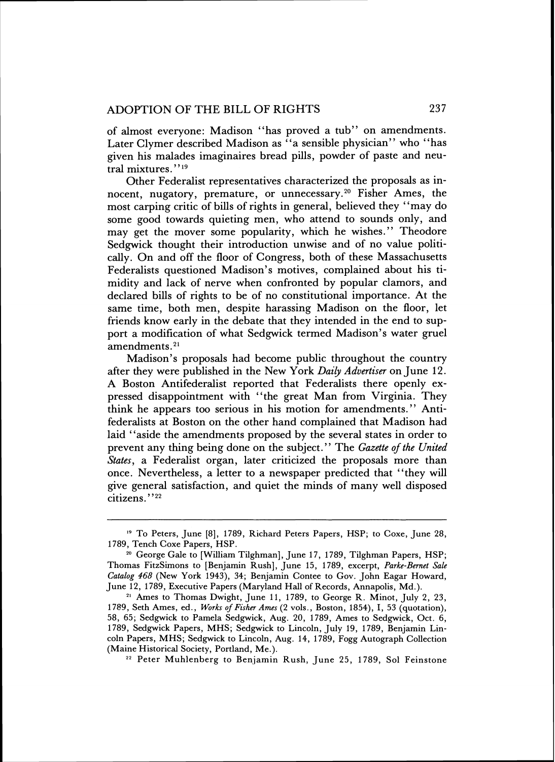of almost everyone: Madison "has proved a tub" on amendments. Later Clymer described Madison as "a sensible physician" who "has given his malades imaginaires bread pills, powder of paste and neutral mixtures."[19]

Other Federalist representatives characterized the proposals as innocent, nugatory, premature, or unnecessary.[20] Fisher Ames, the most carping critic of bills of rights in general, believed they "may do some good towards quieting men, who attend to sounds only, and may get the mover some popularity, which he wishes." Theodore Sedgwick thought their introduction unwise and of no value politically. On and off the floor of Congress, both of these Massachusetts Federalists questioned Madison's motives, complained about his timidity and lack of nerve when confronted by popular clamors, and declared bills of rights to be of no constitutional importance. At the same time, both men, despite harassing Madison on the floor, let friends know early in the debate that they intended in the end to support a modification of what Sedgwick termed Madison's water gruel amendments.[21]

Madison's proposals had become public throughout the country after they were published in the New York *Daily Advertiser* on June 12. A Boston Antifederalist reported that Federalists there openly expressed disappointment with "the great Man from Virginia. They think he appears too serious in his motion for amendments." Antifederalists at Boston on the other hand complained that Madison had laid "aside the amendments proposed by the several states in order to prevent any thing being done on the subject." The *Gazette of the United States*, a Federalist organ, later criticized the proposals more than once. Nevertheless, a letter to a newspaper predicted that "they will give general satisfaction, and quiet the minds of many well disposed citizens."[22]

---

[19] To Peters, June [8], 1789, Richard Peters Papers, HSP; to Coxe, June 28, 1789, Tench Coxe Papers, HSP.

[20] George Gale to [William Tilghman], June 17, 1789, Tilghman Papers, HSP; Thomas FitzSimons to [Benjamin Rush], June 15, 1789, excerpt, *Parke-Bernet Sale Catalog 468* (New York 1943), 34; Benjamin Contee to Gov. John Eagar Howard, June 12, 1789, Executive Papers (Maryland Hall of Records, Annapolis, Md.).

[21] Ames to Thomas Dwight, June 11, 1789, to George R. Minot, July 2, 23, 1789, Seth Ames, ed., *Works of Fisher Ames* (2 vols., Boston, 1854), I, 53 (quotation), 58, 65; Sedgwick to Pamela Sedgwick, Aug. 20, 1789, Ames to Sedgwick, Oct. 6, 1789, Sedgwick Papers, MHS; Sedgwick to Lincoln, July 19, 1789, Benjamin Lincoln Papers, MHS; Sedgwick to Lincoln, Aug. 14, 1789, Fogg Autograph Collection (Maine Historical Society, Portland, Me.).

[22] Peter Muhlenberg to Benjamin Rush, June 25, 1789, Sol Feinstone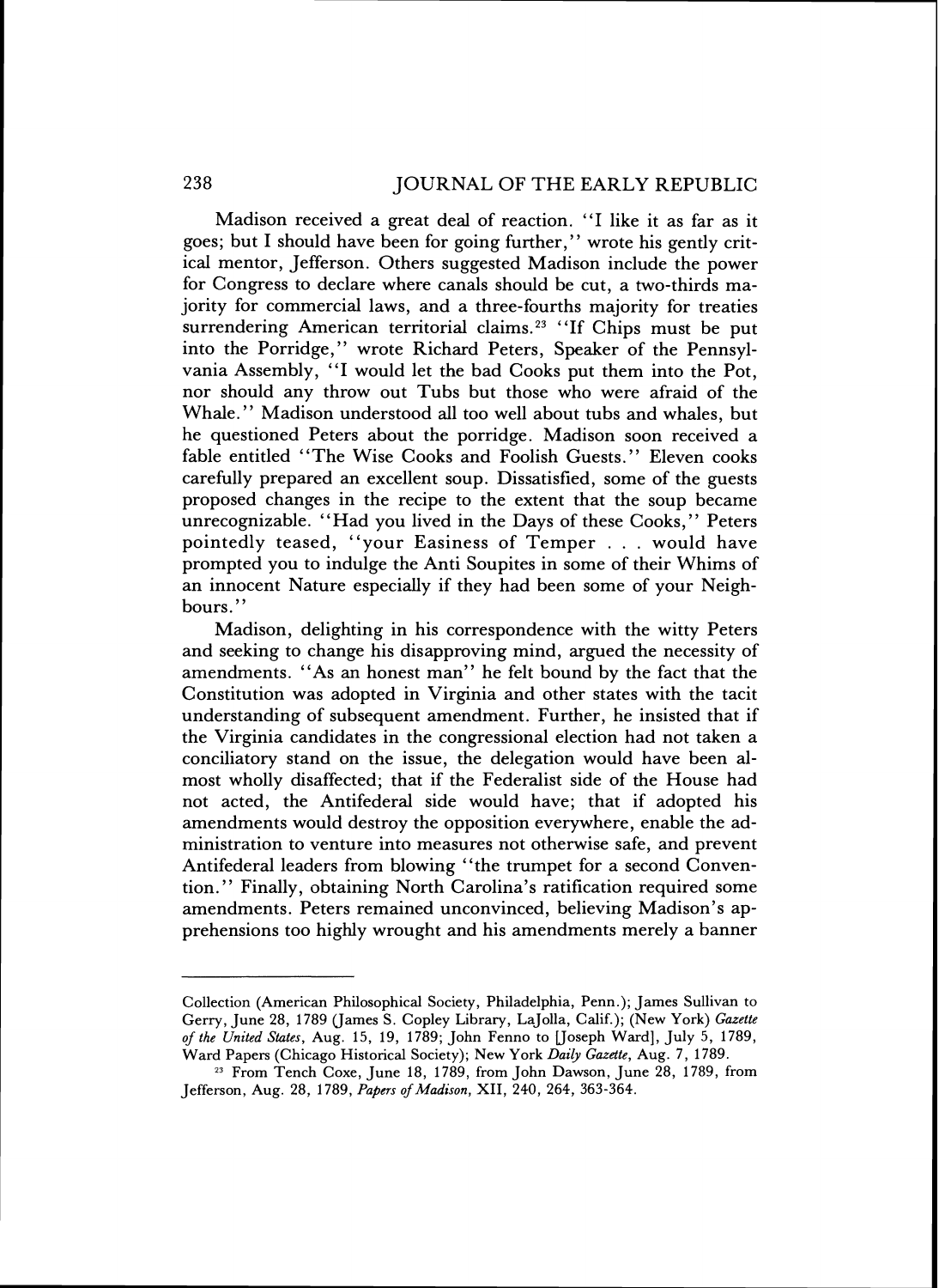Madison received a great deal of reaction. "I like it as far as it goes; but I should have been for going further," wrote his gently critical mentor, Jefferson. Others suggested Madison include the power for Congress to declare where canals should be cut, a two-thirds majority for commercial laws, and a three-fourths majority for treaties surrendering American territorial claims.[23] "If Chips must be put into the Porridge," wrote Richard Peters, Speaker of the Pennsylvania Assembly, "I would let the bad Cooks put them into the Pot, nor should any throw out Tubs but those who were afraid of the Whale." Madison understood all too well about tubs and whales, but he questioned Peters about the porridge. Madison soon received a fable entitled "The Wise Cooks and Foolish Guests." Eleven cooks carefully prepared an excellent soup. Dissatisfied, some of the guests proposed changes in the recipe to the extent that the soup became unrecognizable. "Had you lived in the Days of these Cooks," Peters pointedly teased, "your Easiness of Temper . . . would have prompted you to indulge the Anti Soupites in some of their Whims of an innocent Nature especially if they had been some of your Neighbours."

Madison, delighting in his correspondence with the witty Peters and seeking to change his disapproving mind, argued the necessity of amendments. "As an honest man" he felt bound by the fact that the Constitution was adopted in Virginia and other states with the tacit understanding of subsequent amendment. Further, he insisted that if the Virginia candidates in the congressional election had not taken a conciliatory stand on the issue, the delegation would have been almost wholly disaffected; that if the Federalist side of the House had not acted, the Antifederal side would have; that if adopted his amendments would destroy the opposition everywhere, enable the administration to venture into measures not otherwise safe, and prevent Antifederal leaders from blowing "the trumpet for a second Convention." Finally, obtaining North Carolina's ratification required some amendments. Peters remained unconvinced, believing Madison's apprehensions too highly wrought and his amendments merely a banner

---

Collection (American Philosophical Society, Philadelphia, Penn.); James Sullivan to Gerry, June 28, 1789 (James S. Copley Library, LaJolla, Calif.); (New York) *Gazette of the United States*, Aug. 15, 19, 1789; John Fenno to [Joseph Ward], July 5, 1789, Ward Papers (Chicago Historical Society); New York *Daily Gazette*, Aug. 7, 1789.

[23] From Tench Coxe, June 18, 1789, from John Dawson, June 28, 1789, from Jefferson, Aug. 28, 1789, *Papers of Madison*, XII, 240, 264, 363-364.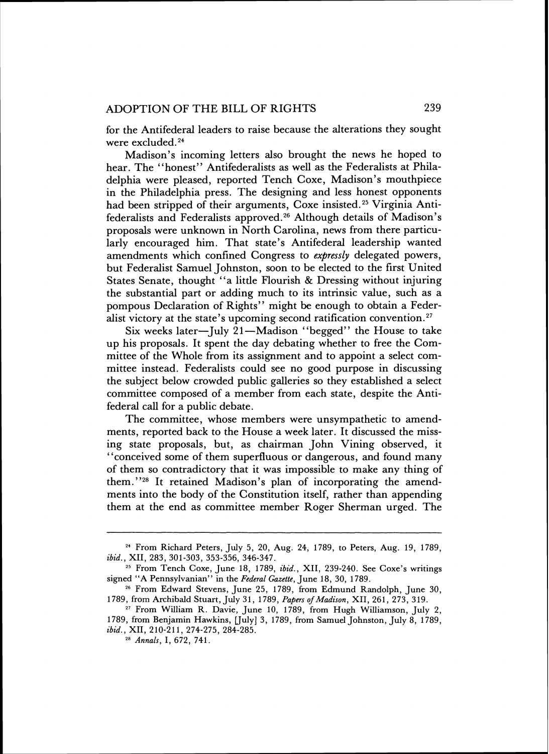for the Antifederal leaders to raise because the alterations they sought were excluded.[24]

Madison's incoming letters also brought the news he hoped to hear. The "honest" Antifederalists as well as the Federalists at Philadelphia were pleased, reported Tench Coxe, Madison's mouthpiece in the Philadelphia press. The designing and less honest opponents had been stripped of their arguments, Coxe insisted.[25] Virginia Antifederalists and Federalists approved.[26] Although details of Madison's proposals were unknown in North Carolina, news from there particularly encouraged him. That state's Antifederal leadership wanted amendments which confined Congress to *expressly* delegated powers, but Federalist Samuel Johnston, soon to be elected to the first United States Senate, thought "a little Flourish & Dressing without injuring the substantial part or adding much to its intrinsic value, such as a pompous Declaration of Rights" might be enough to obtain a Federalist victory at the state's upcoming second ratification convention.[27]

Six weeks later—July 21—Madison "begged" the House to take up his proposals. It spent the day debating whether to free the Committee of the Whole from its assignment and to appoint a select committee instead. Federalists could see no good purpose in discussing the subject below crowded public galleries so they established a select committee composed of a member from each state, despite the Antifederal call for a public debate.

The committee, whose members were unsympathetic to amendments, reported back to the House a week later. It discussed the missing state proposals, but, as chairman John Vining observed, it "conceived some of them superfluous or dangerous, and found many of them so contradictory that it was impossible to make any thing of them."[28] It retained Madison's plan of incorporating the amendments into the body of the Constitution itself, rather than appending them at the end as committee member Roger Sherman urged. The

---

[24] From Richard Peters, July 5, 20, Aug. 24, 1789, to Peters, Aug. 19, 1789, *ibid.*, XII, 283, 301-303, 353-356, 346-347.

[25] From Tench Coxe, June 18, 1789, *ibid.*, XII, 239-240. See Coxe's writings signed "A Pennsylvanian" in the *Federal Gazette*, June 18, 30, 1789.

[26] From Edward Stevens, June 25, 1789, from Edmund Randolph, June 30, 1789, from Archibald Stuart, July 31, 1789, *Papers of Madison*, XII, 261, 273, 319.

[27] From William R. Davie, June 10, 1789, from Hugh Williamson, July 2, 1789, from Benjamin Hawkins, [July] 3, 1789, from Samuel Johnston, July 8, 1789, *ibid.*, XII, 210-211, 274-275, 284-285.

[28] *Annals*, I, 672, 741.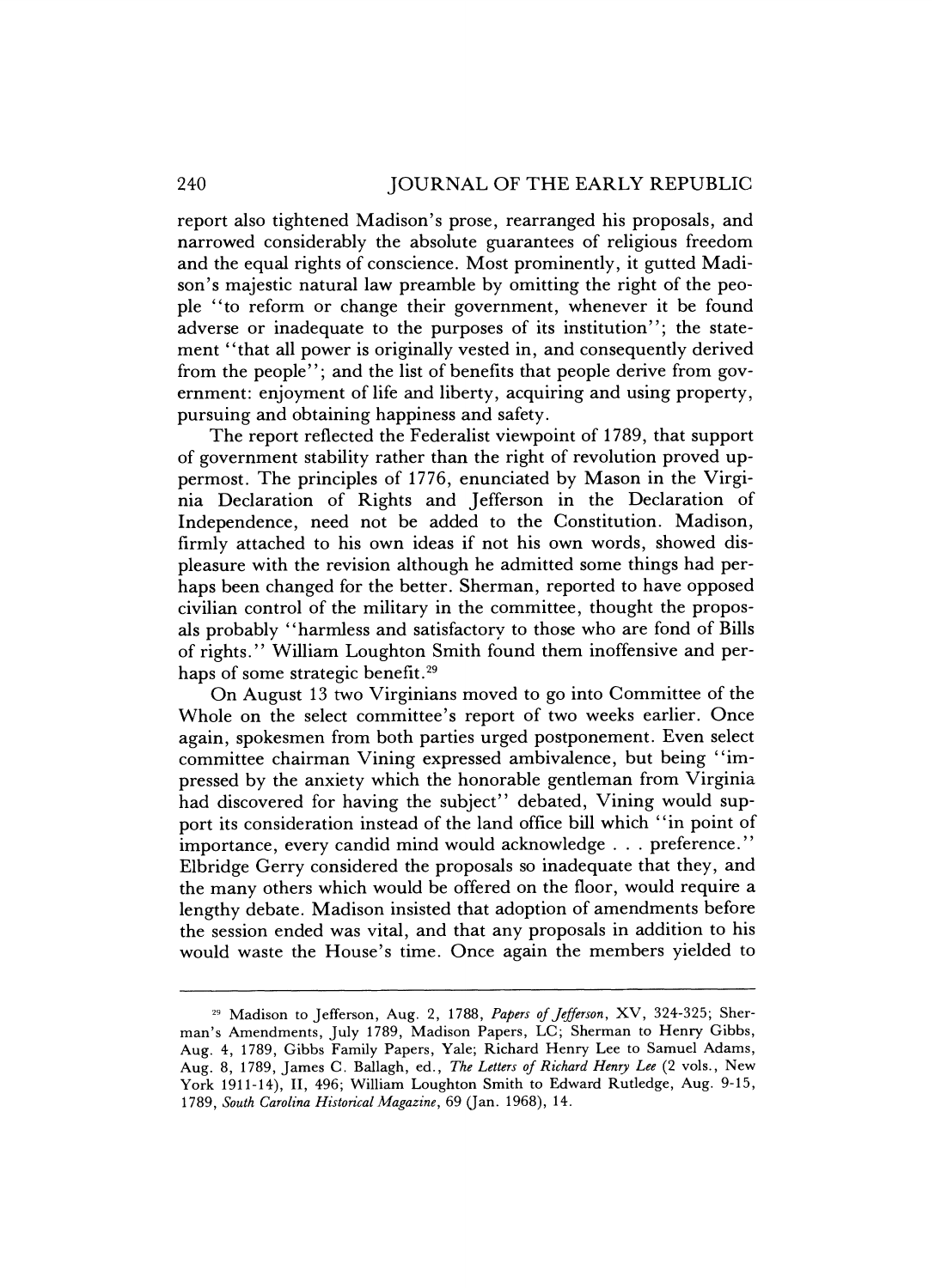report also tightened Madison's prose, rearranged his proposals, and narrowed considerably the absolute guarantees of religious freedom and the equal rights of conscience. Most prominently, it gutted Madison's majestic natural law preamble by omitting the right of the people "to reform or change their government, whenever it be found adverse or inadequate to the purposes of its institution"; the statement "that all power is originally vested in, and consequently derived from the people"; and the list of benefits that people derive from government: enjoyment of life and liberty, acquiring and using property, pursuing and obtaining happiness and safety.

The report reflected the Federalist viewpoint of 1789, that support of government stability rather than the right of revolution proved uppermost. The principles of 1776, enunciated by Mason in the Virginia Declaration of Rights and Jefferson in the Declaration of Independence, need not be added to the Constitution. Madison, firmly attached to his own ideas if not his own words, showed displeasure with the revision although he admitted some things had perhaps been changed for the better. Sherman, reported to have opposed civilian control of the military in the committee, thought the proposals probably "harmless and satisfactory to those who are fond of Bills of rights." William Loughton Smith found them inoffensive and perhaps of some strategic benefit.[29]

On August 13 two Virginians moved to go into Committee of the Whole on the select committee's report of two weeks earlier. Once again, spokesmen from both parties urged postponement. Even select committee chairman Vining expressed ambivalence, but being "impressed by the anxiety which the honorable gentleman from Virginia had discovered for having the subject" debated, Vining would support its consideration instead of the land office bill which "in point of importance, every candid mind would acknowledge . . . preference." Elbridge Gerry considered the proposals so inadequate that they, and the many others which would be offered on the floor, would require a lengthy debate. Madison insisted that adoption of amendments before the session ended was vital, and that any proposals in addition to his would waste the House's time. Once again the members yielded to

---

[29] Madison to Jefferson, Aug. 2, 1788, *Papers of Jefferson*, XV, 324-325; Sherman's Amendments, July 1789, Madison Papers, LC; Sherman to Henry Gibbs, Aug. 4, 1789, Gibbs Family Papers, Yale; Richard Henry Lee to Samuel Adams, Aug. 8, 1789, James C. Ballagh, ed., *The Letters of Richard Henry Lee* (2 vols., New York 1911-14), II, 496; William Loughton Smith to Edward Rutledge, Aug. 9-15, 1789, *South Carolina Historical Magazine*, 69 (Jan. 1968), 14.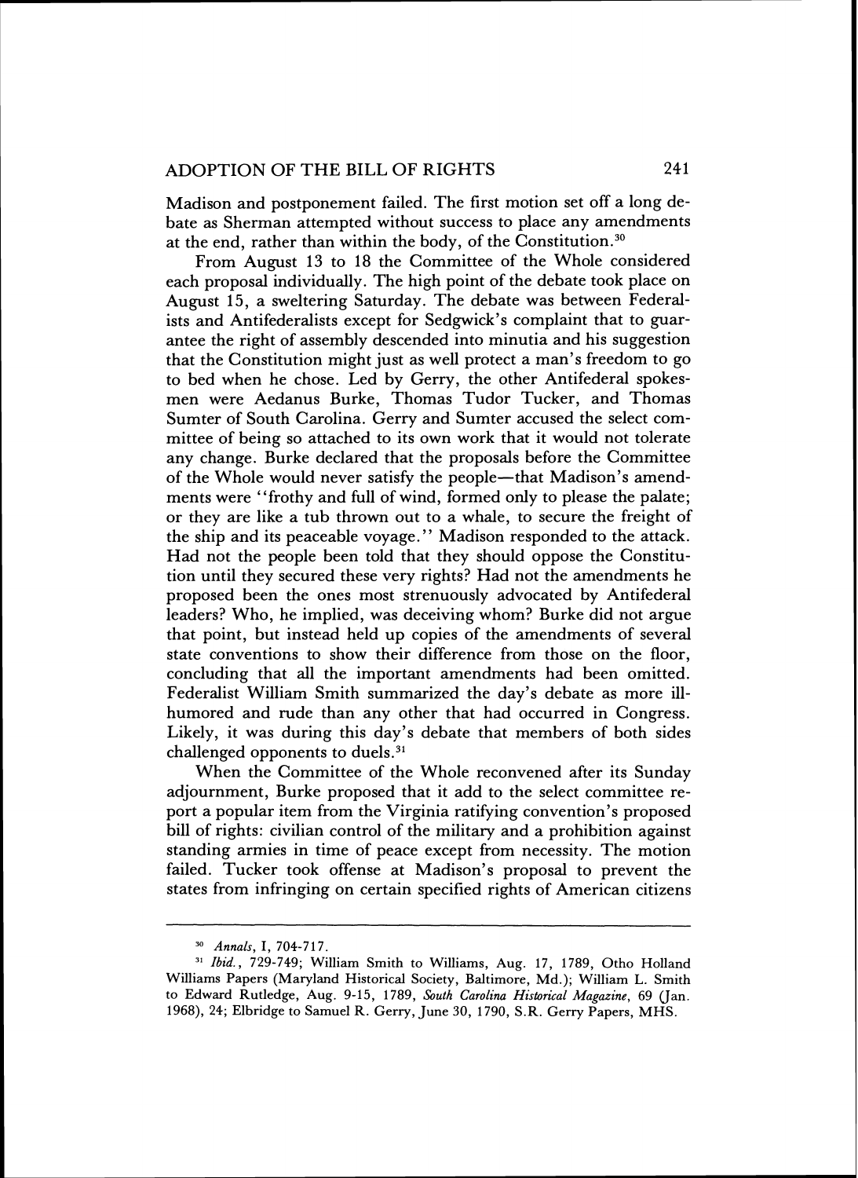Madison and postponement failed. The first motion set off a long debate as Sherman attempted without success to place any amendments at the end, rather than within the body, of the Constitution.[30]

From August 13 to 18 the Committee of the Whole considered each proposal individually. The high point of the debate took place on August 15, a sweltering Saturday. The debate was between Federalists and Antifederalists except for Sedgwick's complaint that to guarantee the right of assembly descended into minutia and his suggestion that the Constitution might just as well protect a man's freedom to go to bed when he chose. Led by Gerry, the other Antifederal spokesmen were Aedanus Burke, Thomas Tudor Tucker, and Thomas Sumter of South Carolina. Gerry and Sumter accused the select committee of being so attached to its own work that it would not tolerate any change. Burke declared that the proposals before the Committee of the Whole would never satisfy the people—that Madison's amendments were "frothy and full of wind, formed only to please the palate; or they are like a tub thrown out to a whale, to secure the freight of the ship and its peaceable voyage." Madison responded to the attack. Had not the people been told that they should oppose the Constitution until they secured these very rights? Had not the amendments he proposed been the ones most strenuously advocated by Antifederal leaders? Who, he implied, was deceiving whom? Burke did not argue that point, but instead held up copies of the amendments of several state conventions to show their difference from those on the floor, concluding that all the important amendments had been omitted. Federalist William Smith summarized the day's debate as more ill-humored and rude than any other that had occurred in Congress. Likely, it was during this day's debate that members of both sides challenged opponents to duels.[31]

When the Committee of the Whole reconvened after its Sunday adjournment, Burke proposed that it add to the select committee report a popular item from the Virginia ratifying convention's proposed bill of rights: civilian control of the military and a prohibition against standing armies in time of peace except from necessity. The motion failed. Tucker took offense at Madison's proposal to prevent the states from infringing on certain specified rights of American citizens

---

[30] *Annals*, I, 704-717.

[31] *Ibid.*, 729-749; William Smith to Williams, Aug. 17, 1789, Otho Holland Williams Papers (Maryland Historical Society, Baltimore, Md.); William L. Smith to Edward Rutledge, Aug. 9-15, 1789, *South Carolina Historical Magazine*, 69 (Jan. 1968), 24; Elbridge to Samuel R. Gerry, June 30, 1790, S.R. Gerry Papers, MHS.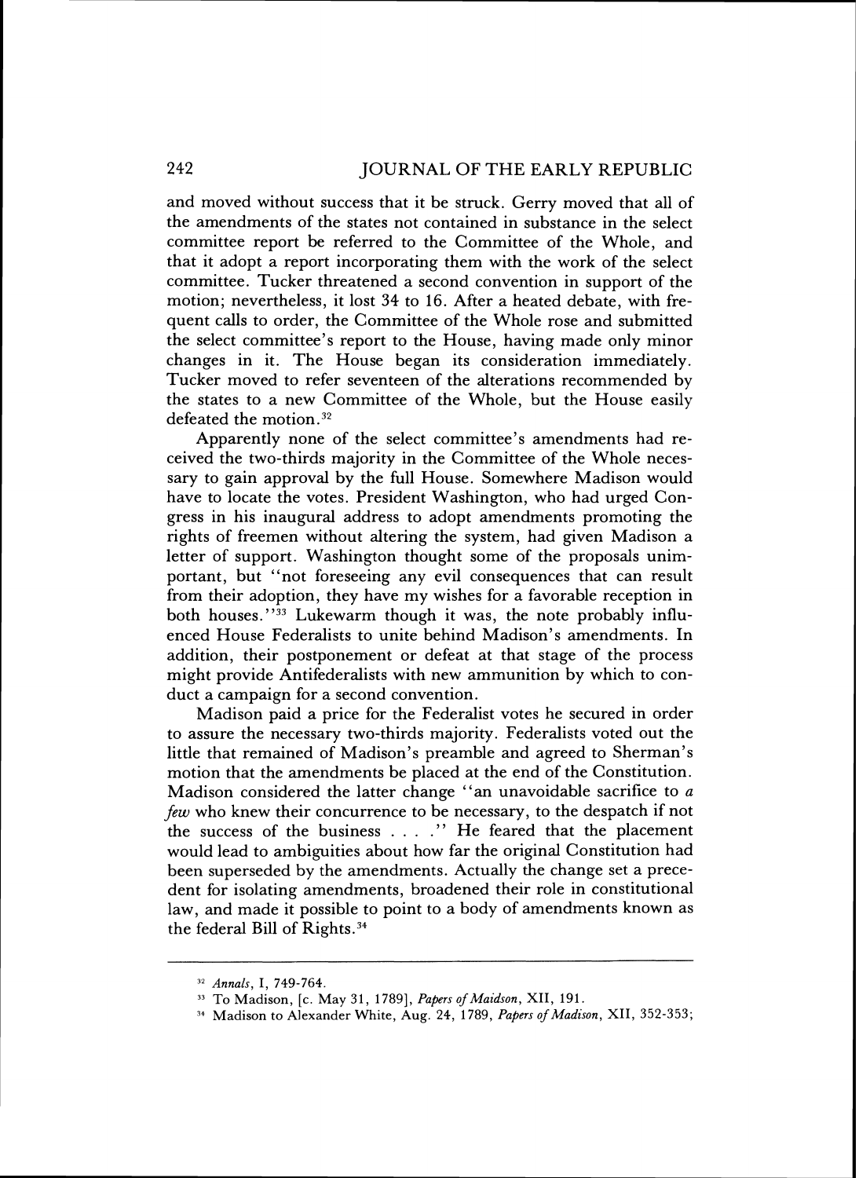and moved without success that it be struck. Gerry moved that all of the amendments of the states not contained in substance in the select committee report be referred to the Committee of the Whole, and that it adopt a report incorporating them with the work of the select committee. Tucker threatened a second convention in support of the motion; nevertheless, it lost 34 to 16. After a heated debate, with frequent calls to order, the Committee of the Whole rose and submitted the select committee's report to the House, having made only minor changes in it. The House began its consideration immediately. Tucker moved to refer seventeen of the alterations recommended by the states to a new Committee of the Whole, but the House easily defeated the motion.[32]

Apparently none of the select committee's amendments had received the two-thirds majority in the Committee of the Whole necessary to gain approval by the full House. Somewhere Madison would have to locate the votes. President Washington, who had urged Congress in his inaugural address to adopt amendments promoting the rights of freemen without altering the system, had given Madison a letter of support. Washington thought some of the proposals unimportant, but "not foreseeing any evil consequences that can result from their adoption, they have my wishes for a favorable reception in both houses."[33] Lukewarm though it was, the note probably influenced House Federalists to unite behind Madison's amendments. In addition, their postponement or defeat at that stage of the process might provide Antifederalists with new ammunition by which to conduct a campaign for a second convention.

Madison paid a price for the Federalist votes he secured in order to assure the necessary two-thirds majority. Federalists voted out the little that remained of Madison's preamble and agreed to Sherman's motion that the amendments be placed at the end of the Constitution. Madison considered the latter change "an unavoidable sacrifice to *a few* who knew their concurrence to be necessary, to the despatch if not the success of the business . . . ." He feared that the placement would lead to ambiguities about how far the original Constitution had been superseded by the amendments. Actually the change set a precedent for isolating amendments, broadened their role in constitutional law, and made it possible to point to a body of amendments known as the federal Bill of Rights.[34]

---

[32] *Annals*, I, 749-764.

[33] To Madison, [c. May 31, 1789], *Papers of Maidson*, XII, 191.

[34] Madison to Alexander White, Aug. 24, 1789, *Papers of Madison*, XII, 352-353;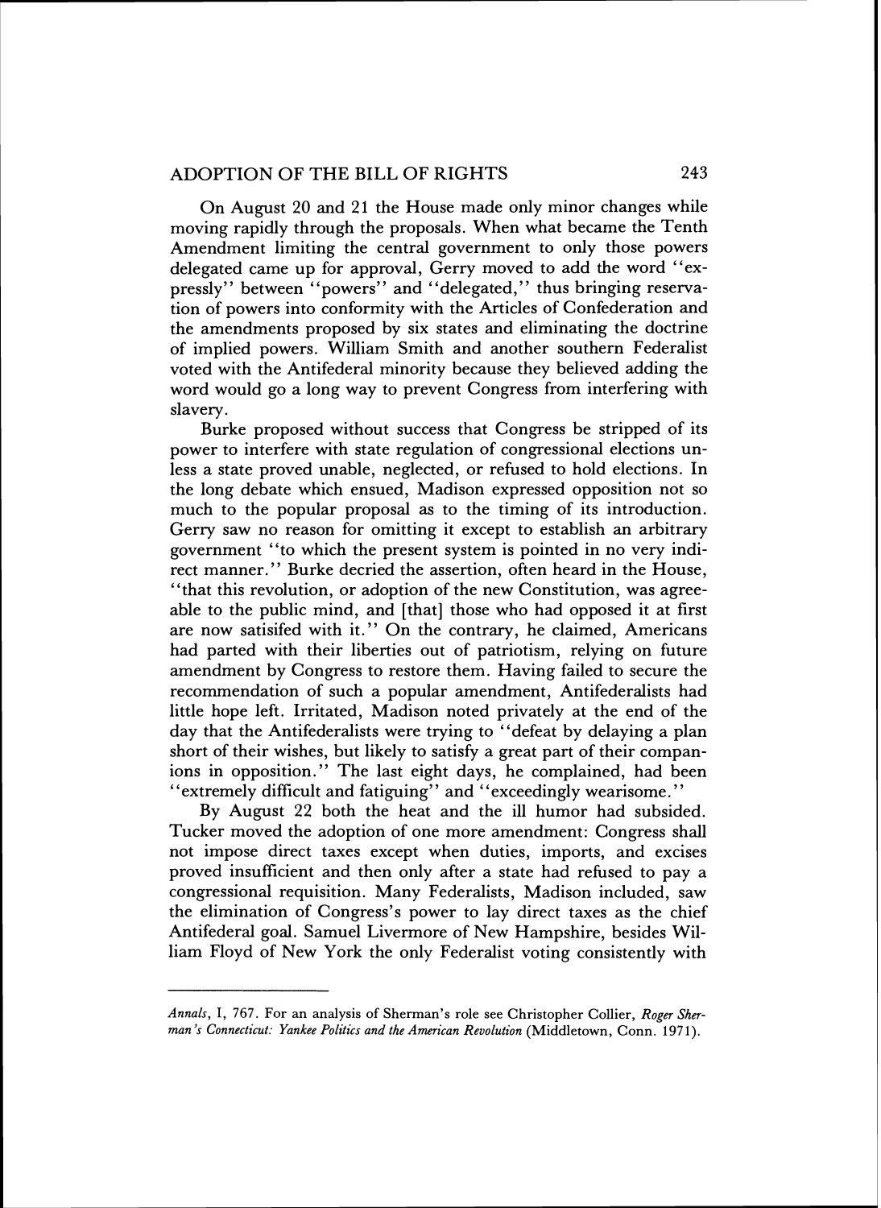On August 20 and 21 the House made only minor changes while moving rapidly through the proposals. When what became the Tenth Amendment limiting the central government to only those powers delegated came up for approval, Gerry moved to add the word "expressly" between "powers" and "delegated," thus bringing reservation of powers into conformity with the Articles of Confederation and the amendments proposed by six states and eliminating the doctrine of implied powers. William Smith and another southern Federalist voted with the Antifederal minority because they believed adding the word would go a long way to prevent Congress from interfering with slavery.

Burke proposed without success that Congress be stripped of its power to interfere with state regulation of congressional elections unless a state proved unable, neglected, or refused to hold elections. In the long debate which ensued, Madison expressed opposition not so much to the popular proposal as to the timing of its introduction. Gerry saw no reason for omitting it except to establish an arbitrary government "to which the present system is pointed in no very indirect manner." Burke decried the assertion, often heard in the House, "that this revolution, or adoption of the new Constitution, was agreeable to the public mind, and [that] those who had opposed it at first are now satisifed with it." On the contrary, he claimed, Americans had parted with their liberties out of patriotism, relying on future amendment by Congress to restore them. Having failed to secure the recommendation of such a popular amendment, Antifederalists had little hope left. Irritated, Madison noted privately at the end of the day that the Antifederalists were trying to "defeat by delaying a plan short of their wishes, but likely to satisfy a great part of their companions in opposition." The last eight days, he complained, had been "extremely difficult and fatiguing" and "exceedingly wearisome."

By August 22 both the heat and the ill humor had subsided. Tucker moved the adoption of one more amendment: Congress shall not impose direct taxes except when duties, imports, and excises proved insufficient and then only after a state had refused to pay a congressional requisition. Many Federalists, Madison included, saw the elimination of Congress's power to lay direct taxes as the chief Antifederal goal. Samuel Livermore of New Hampshire, besides William Floyd of New York the only Federalist voting consistently with

---

*Annals*, I, 767. For an analysis of Sherman's role see Christopher Collier, *Roger Sherman's Connecticut: Yankee Politics and the American Revolution* (Middletown, Conn. 1971).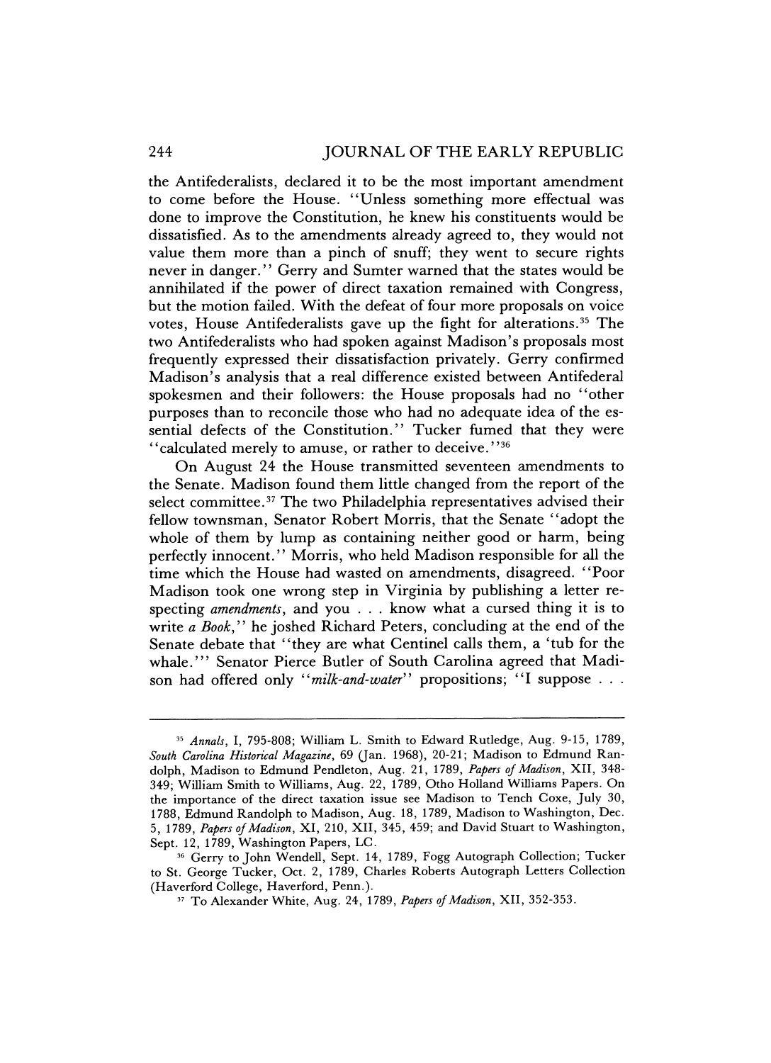the Antifederalists, declared it to be the most important amendment to come before the House. "Unless something more effectual was done to improve the Constitution, he knew his constituents would be dissatisfied. As to the amendments already agreed to, they would not value them more than a pinch of snuff; they went to secure rights never in danger." Gerry and Sumter warned that the states would be annihilated if the power of direct taxation remained with Congress, but the motion failed. With the defeat of four more proposals on voice votes, House Antifederalists gave up the fight for alterations.[35] The two Antifederalists who had spoken against Madison's proposals most frequently expressed their dissatisfaction privately. Gerry confirmed Madison's analysis that a real difference existed between Antifederal spokesmen and their followers: the House proposals had no "other purposes than to reconcile those who had no adequate idea of the essential defects of the Constitution." Tucker fumed that they were "calculated merely to amuse, or rather to deceive."[36]

On August 24 the House transmitted seventeen amendments to the Senate. Madison found them little changed from the report of the select committee.[37] The two Philadelphia representatives advised their fellow townsman, Senator Robert Morris, that the Senate "adopt the whole of them by lump as containing neither good or harm, being perfectly innocent." Morris, who held Madison responsible for all the time which the House had wasted on amendments, disagreed. "Poor Madison took one wrong step in Virginia by publishing a letter respecting *amendments*, and you . . . know what a cursed thing it is to write *a Book*," he joshed Richard Peters, concluding at the end of the Senate debate that "they are what Centinel calls them, a 'tub for the whale.'" Senator Pierce Butler of South Carolina agreed that Madison had offered only "*milk-and-water*" propositions; "I suppose . . .

---

[35] *Annals*, I, 795-808; William L. Smith to Edward Rutledge, Aug. 9-15, 1789, *South Carolina Historical Magazine*, 69 (Jan. 1968), 20-21; Madison to Edmund Randolph, Madison to Edmund Pendleton, Aug. 21, 1789, *Papers of Madison*, XII, 348-349; William Smith to Williams, Aug. 22, 1789, Otho Holland Williams Papers. On the importance of the direct taxation issue see Madison to Tench Coxe, July 30, 1788, Edmund Randolph to Madison, Aug. 18, 1789, Madison to Washington, Dec. 5, 1789, *Papers of Madison*, XI, 210, XII, 345, 459; and David Stuart to Washington, Sept. 12, 1789, Washington Papers, LC.

[36] Gerry to John Wendell, Sept. 14, 1789, Fogg Autograph Collection; Tucker to St. George Tucker, Oct. 2, 1789, Charles Roberts Autograph Letters Collection (Haverford College, Haverford, Penn.).

[37] To Alexander White, Aug. 24, 1789, *Papers of Madison*, XII, 352-353.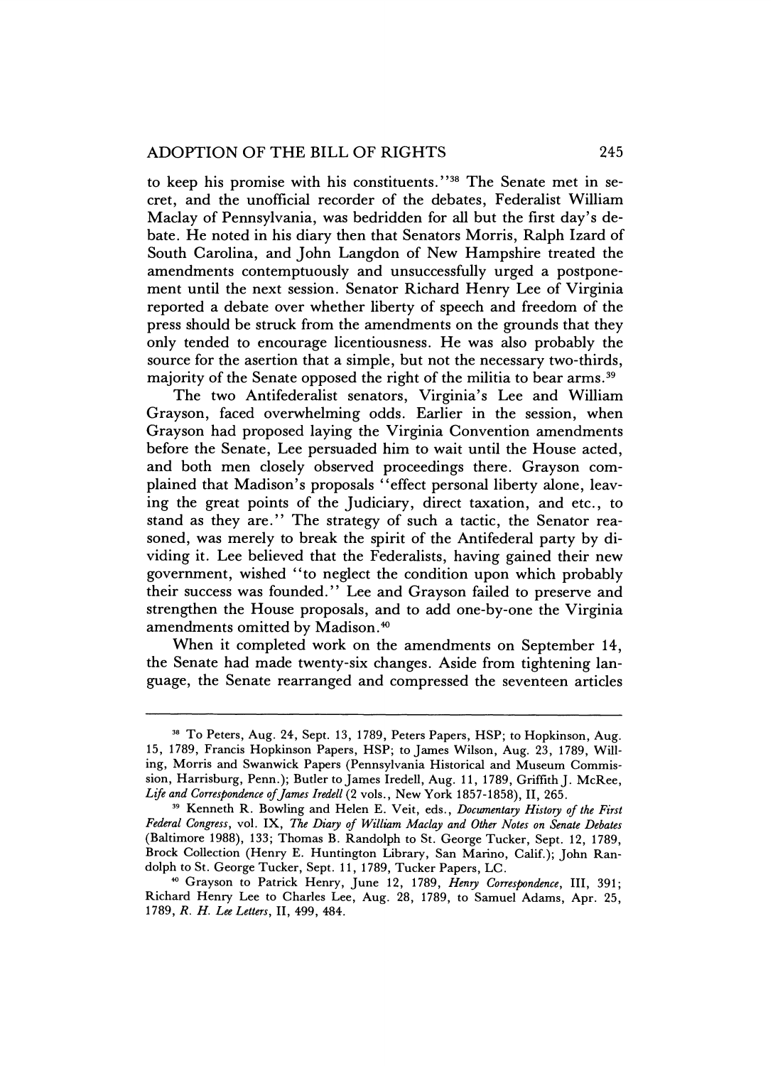to keep his promise with his constituents."[38] The Senate met in secret, and the unofficial recorder of the debates, Federalist William Maclay of Pennsylvania, was bedridden for all but the first day's debate. He noted in his diary then that Senators Morris, Ralph Izard of South Carolina, and John Langdon of New Hampshire treated the amendments contemptuously and unsuccessfully urged a postponement until the next session. Senator Richard Henry Lee of Virginia reported a debate over whether liberty of speech and freedom of the press should be struck from the amendments on the grounds that they only tended to encourage licentiousness. He was also probably the source for the asertion that a simple, but not the necessary two-thirds, majority of the Senate opposed the right of the militia to bear arms.[39]

The two Antifederalist senators, Virginia's Lee and William Grayson, faced overwhelming odds. Earlier in the session, when Grayson had proposed laying the Virginia Convention amendments before the Senate, Lee persuaded him to wait until the House acted, and both men closely observed proceedings there. Grayson complained that Madison's proposals "effect personal liberty alone, leaving the great points of the Judiciary, direct taxation, and etc., to stand as they are." The strategy of such a tactic, the Senator reasoned, was merely to break the spirit of the Antifederal party by dividing it. Lee believed that the Federalists, having gained their new government, wished "to neglect the condition upon which probably their success was founded." Lee and Grayson failed to preserve and strengthen the House proposals, and to add one-by-one the Virginia amendments omitted by Madison.[40]

When it completed work on the amendments on September 14, the Senate had made twenty-six changes. Aside from tightening language, the Senate rearranged and compressed the seventeen articles

---

[38] To Peters, Aug. 24, Sept. 13, 1789, Peters Papers, HSP; to Hopkinson, Aug. 15, 1789, Francis Hopkinson Papers, HSP; to James Wilson, Aug. 23, 1789, Willing, Morris and Swanwick Papers (Pennsylvania Historical and Museum Commission, Harrisburg, Penn.); Butler to James Iredell, Aug. 11, 1789, Griffith J. McRee, *Life and Correspondence of James Iredell* (2 vols., New York 1857-1858), II, 265.

[39] Kenneth R. Bowling and Helen E. Veit, eds., *Documentary History of the First Federal Congress*, vol. IX, *The Diary of William Maclay and Other Notes on Senate Debates* (Baltimore 1988), 133; Thomas B. Randolph to St. George Tucker, Sept. 12, 1789, Brock Collection (Henry E. Huntington Library, San Marino, Calif.); John Randolph to St. George Tucker, Sept. 11, 1789, Tucker Papers, LC.

[40] Grayson to Patrick Henry, June 12, 1789, *Henry Correspondence*, III, 391; Richard Henry Lee to Charles Lee, Aug. 28, 1789, to Samuel Adams, Apr. 25, 1789, *R. H. Lee Letters*, II, 499, 484.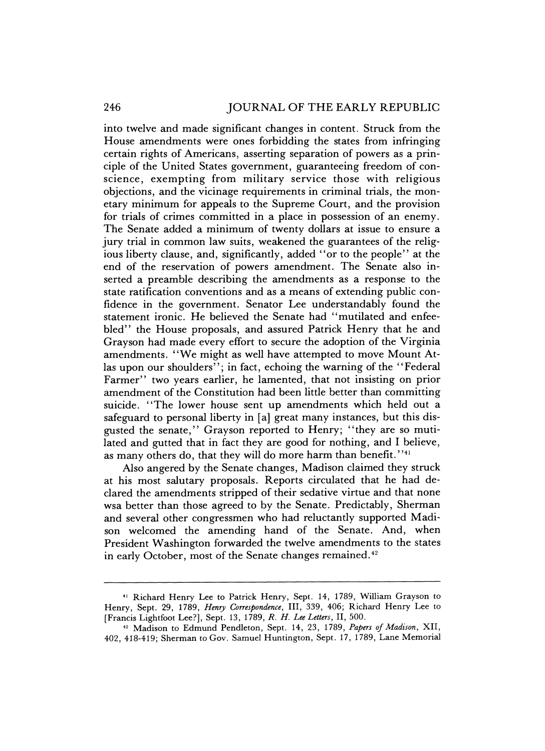into twelve and made significant changes in content. Struck from the House amendments were ones forbidding the states from infringing certain rights of Americans, asserting separation of powers as a principle of the United States government, guaranteeing freedom of conscience, exempting from military service those with religious objections, and the vicinage requirements in criminal trials, the monetary minimum for appeals to the Supreme Court, and the provision for trials of crimes committed in a place in possession of an enemy. The Senate added a minimum of twenty dollars at issue to ensure a jury trial in common law suits, weakened the guarantees of the religious liberty clause, and, significantly, added "or to the people" at the end of the reservation of powers amendment. The Senate also inserted a preamble describing the amendments as a response to the state ratification conventions and as a means of extending public confidence in the government. Senator Lee understandably found the statement ironic. He believed the Senate had "mutilated and enfeebled" the House proposals, and assured Patrick Henry that he and Grayson had made every effort to secure the adoption of the Virginia amendments. "We might as well have attempted to move Mount Atlas upon our shoulders"; in fact, echoing the warning of the "Federal Farmer" two years earlier, he lamented, that not insisting on prior amendment of the Constitution had been little better than committing suicide. "The lower house sent up amendments which held out a safeguard to personal liberty in [a] great many instances, but this disgusted the senate," Grayson reported to Henry; "they are so mutilated and gutted that in fact they are good for nothing, and I believe, as many others do, that they will do more harm than benefit."[41]

Also angered by the Senate changes, Madison claimed they struck at his most salutary proposals. Reports circulated that he had declared the amendments stripped of their sedative virtue and that none wsa better than those agreed to by the Senate. Predictably, Sherman and several other congressmen who had reluctantly supported Madison welcomed the amending hand of the Senate. And, when President Washington forwarded the twelve amendments to the states in early October, most of the Senate changes remained.[42]

---

[41] Richard Henry Lee to Patrick Henry, Sept. 14, 1789, William Grayson to Henry, Sept. 29, 1789, *Henry Correspondence*, III, 339, 406; Richard Henry Lee to [Francis Lightfoot Lee?], Sept. 13, 1789, *R. H. Lee Letters*, II, 500.

[42] Madison to Edmund Pendleton, Sept. 14, 23, 1789, *Papers of Madison*, XII, 402, 418-419; Sherman to Gov. Samuel Huntington, Sept. 17, 1789, Lane Memorial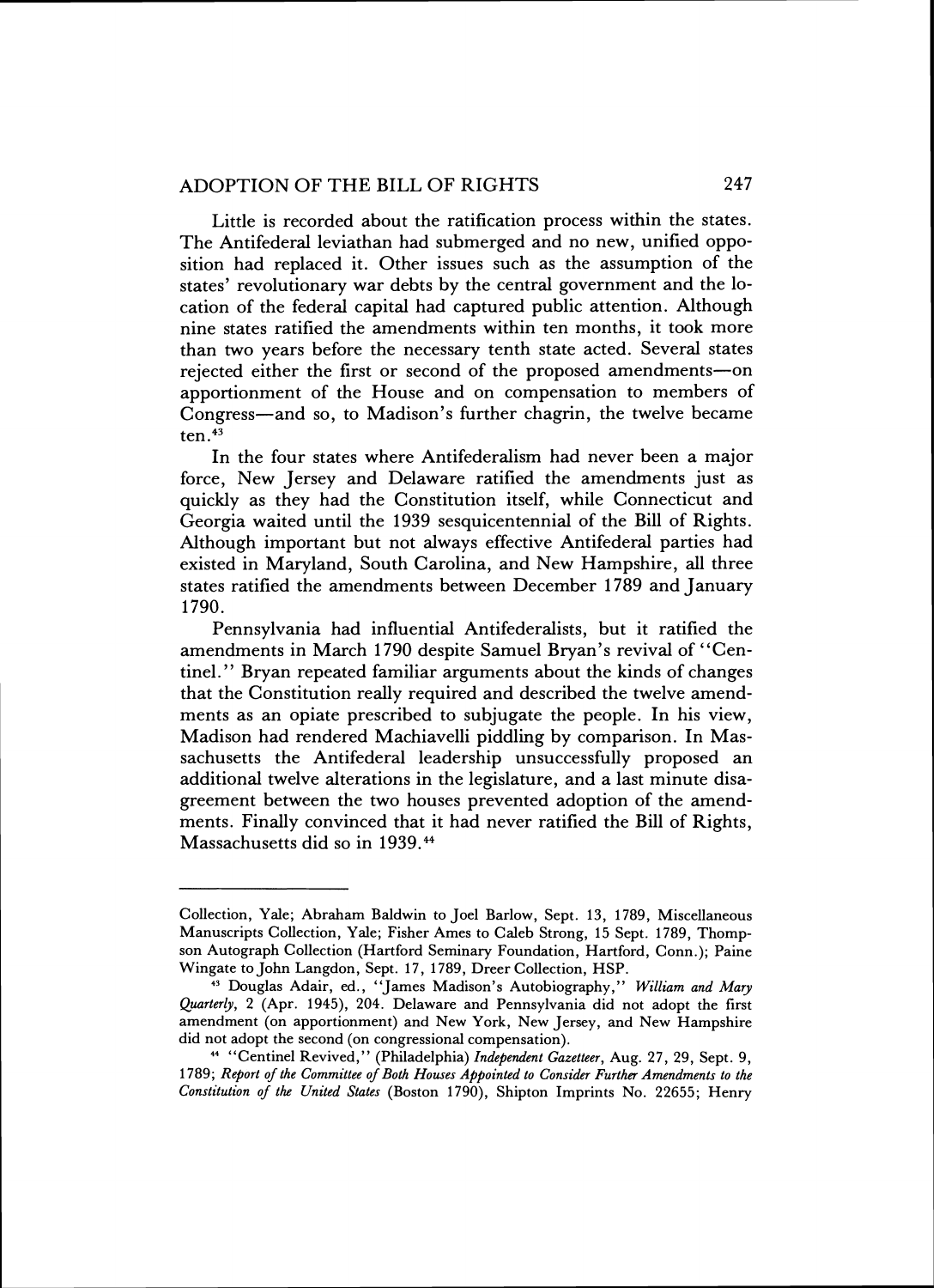Little is recorded about the ratification process within the states. The Antifederal leviathan had submerged and no new, unified opposition had replaced it. Other issues such as the assumption of the states' revolutionary war debts by the central government and the location of the federal capital had captured public attention. Although nine states ratified the amendments within ten months, it took more than two years before the necessary tenth state acted. Several states rejected either the first or second of the proposed amendments—on apportionment of the House and on compensation to members of Congress—and so, to Madison's further chagrin, the twelve became ten.[43]

In the four states where Antifederalism had never been a major force, New Jersey and Delaware ratified the amendments just as quickly as they had the Constitution itself, while Connecticut and Georgia waited until the 1939 sesquicentennial of the Bill of Rights. Although important but not always effective Antifederal parties had existed in Maryland, South Carolina, and New Hampshire, all three states ratified the amendments between December 1789 and January 1790.

Pennsylvania had influential Antifederalists, but it ratified the amendments in March 1790 despite Samuel Bryan's revival of "Centinel." Bryan repeated familiar arguments about the kinds of changes that the Constitution really required and described the twelve amendments as an opiate prescribed to subjugate the people. In his view, Madison had rendered Machiavelli piddling by comparison. In Massachusetts the Antifederal leadership unsuccessfully proposed an additional twelve alterations in the legislature, and a last minute disagreement between the two houses prevented adoption of the amendments. Finally convinced that it had never ratified the Bill of Rights, Massachusetts did so in 1939.[44]

---

Collection, Yale; Abraham Baldwin to Joel Barlow, Sept. 13, 1789, Miscellaneous Manuscripts Collection, Yale; Fisher Ames to Caleb Strong, 15 Sept. 1789, Thompson Autograph Collection (Hartford Seminary Foundation, Hartford, Conn.); Paine Wingate to John Langdon, Sept. 17, 1789, Dreer Collection, HSP.

[43] Douglas Adair, ed., "James Madison's Autobiography," *William and Mary Quarterly*, 2 (Apr. 1945), 204. Delaware and Pennsylvania did not adopt the first amendment (on apportionment) and New York, New Jersey, and New Hampshire did not adopt the second (on congressional compensation).

[44] "Centinel Revived," (Philadelphia) *Independent Gazetteer*, Aug. 27, 29, Sept. 9, 1789; *Report of the Committee of Both Houses Appointed to Consider Further Amendments to the Constitution of the United States* (Boston 1790), Shipton Imprints No. 22655; Henry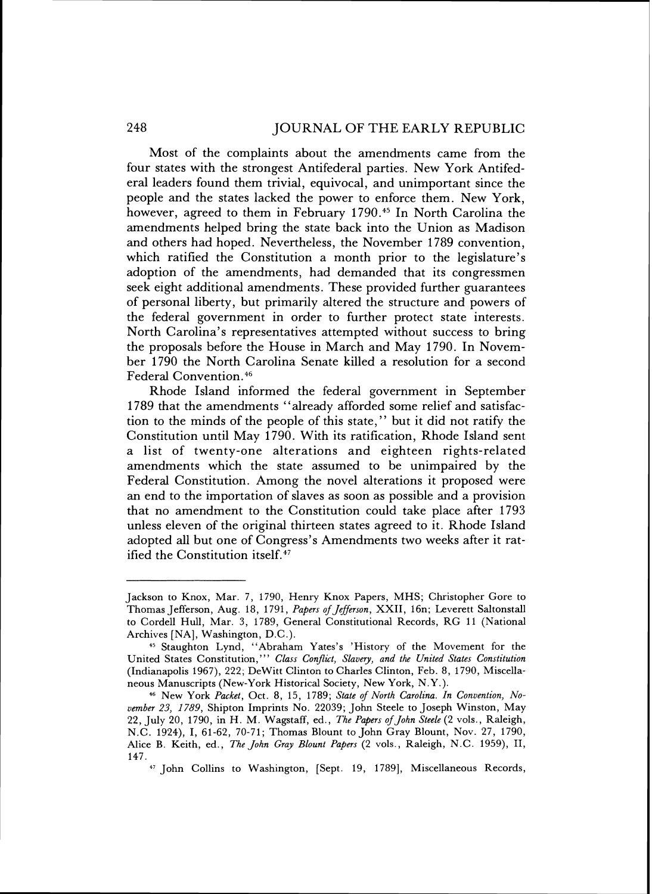Most of the complaints about the amendments came from the four states with the strongest Antifederal parties. New York Antifederal leaders found them trivial, equivocal, and unimportant since the people and the states lacked the power to enforce them. New York, however, agreed to them in February 1790.[45] In North Carolina the amendments helped bring the state back into the Union as Madison and others had hoped. Nevertheless, the November 1789 convention, which ratified the Constitution a month prior to the legislature's adoption of the amendments, had demanded that its congressmen seek eight additional amendments. These provided further guarantees of personal liberty, but primarily altered the structure and powers of the federal government in order to further protect state interests. North Carolina's representatives attempted without success to bring the proposals before the House in March and May 1790. In November 1790 the North Carolina Senate killed a resolution for a second Federal Convention.[46]

Rhode Island informed the federal government in September 1789 that the amendments "already afforded some relief and satisfaction to the minds of the people of this state," but it did not ratify the Constitution until May 1790. With its ratification, Rhode Island sent a list of twenty-one alterations and eighteen rights-related amendments which the state assumed to be unimpaired by the Federal Constitution. Among the novel alterations it proposed were an end to the importation of slaves as soon as possible and a provision that no amendment to the Constitution could take place after 1793 unless eleven of the original thirteen states agreed to it. Rhode Island adopted all but one of Congress's Amendments two weeks after it ratified the Constitution itself.[47]

---

Jackson to Knox, Mar. 7, 1790, Henry Knox Papers, MHS; Christopher Gore to Thomas Jefferson, Aug. 18, 1791, *Papers of Jefferson*, XXII, 16n; Leverett Saltonstall to Cordell Hull, Mar. 3, 1789, General Constitutional Records, RG 11 (National Archives [NA], Washington, D.C.).

[45] Staughton Lynd, "Abraham Yates's 'History of the Movement for the United States Constitution,'" *Class Conflict, Slavery, and the United States Constitution* (Indianapolis 1967), 222; DeWitt Clinton to Charles Clinton, Feb. 8, 1790, Miscellaneous Manuscripts (New-York Historical Society, New York, N.Y.).

[46] New York *Packet*, Oct. 8, 15, 1789; *State of North Carolina. In Convention, November 23, 1789*, Shipton Imprints No. 22039; John Steele to Joseph Winston, May 22, July 20, 1790, in H. M. Wagstaff, ed., *The Papers of John Steele* (2 vols., Raleigh, N.C. 1924), I, 61-62, 70-71; Thomas Blount to John Gray Blount, Nov. 27, 1790, Alice B. Keith, ed., *The John Gray Blount Papers* (2 vols., Raleigh, N.C. 1959), II, 147.

[47] John Collins to Washington, [Sept. 19, 1789], Miscellaneous Records,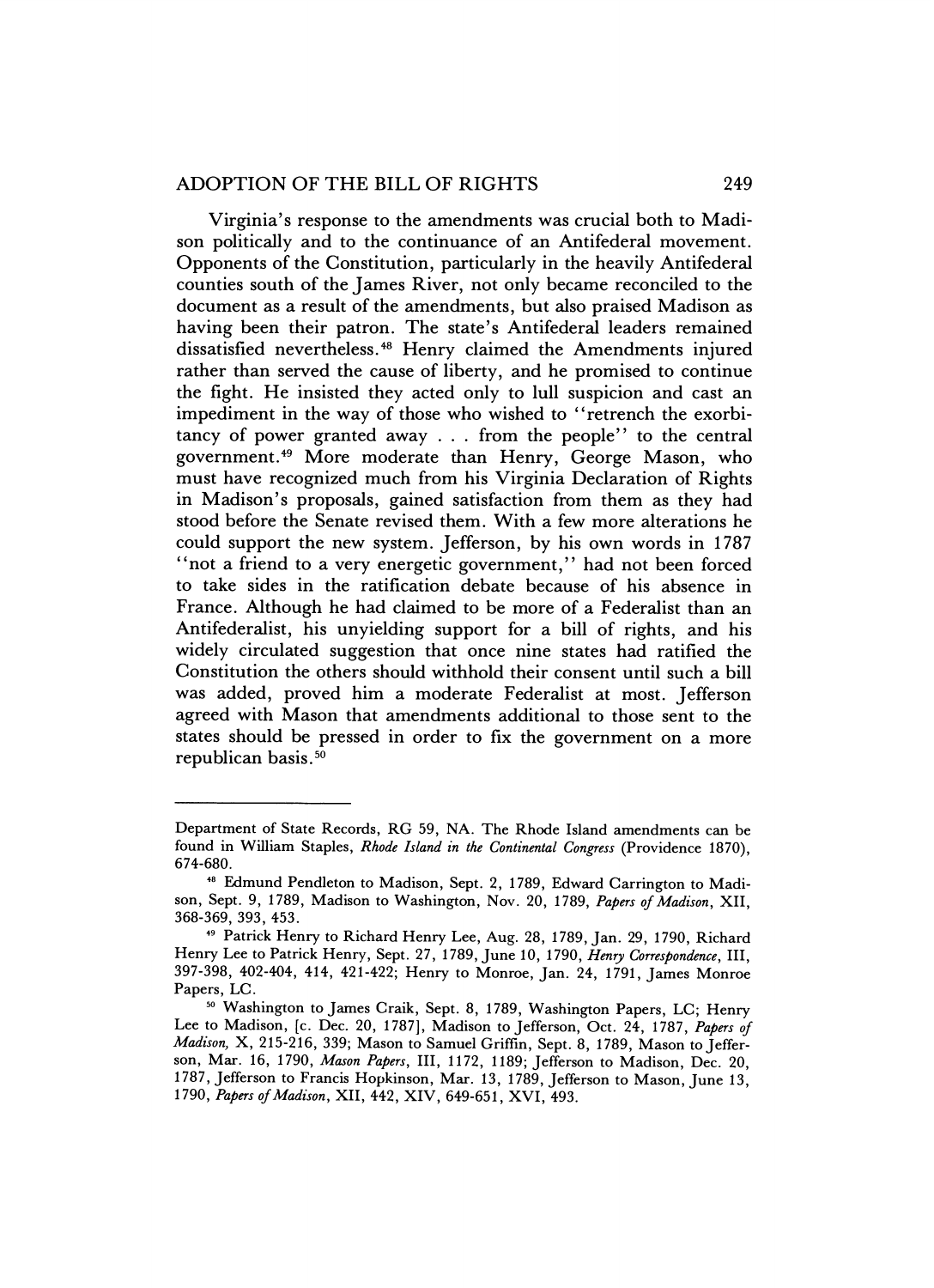Virginia's response to the amendments was crucial both to Madison politically and to the continuance of an Antifederal movement. Opponents of the Constitution, particularly in the heavily Antifederal counties south of the James River, not only became reconciled to the document as a result of the amendments, but also praised Madison as having been their patron. The state's Antifederal leaders remained dissatisfied nevertheless.[48] Henry claimed the Amendments injured rather than served the cause of liberty, and he promised to continue the fight. He insisted they acted only to lull suspicion and cast an impediment in the way of those who wished to "retrench the exorbitancy of power granted away . . . from the people" to the central government.[49] More moderate than Henry, George Mason, who must have recognized much from his Virginia Declaration of Rights in Madison's proposals, gained satisfaction from them as they had stood before the Senate revised them. With a few more alterations he could support the new system. Jefferson, by his own words in 1787 "not a friend to a very energetic government," had not been forced to take sides in the ratification debate because of his absence in France. Although he had claimed to be more of a Federalist than an Antifederalist, his unyielding support for a bill of rights, and his widely circulated suggestion that once nine states had ratified the Constitution the others should withhold their consent until such a bill was added, proved him a moderate Federalist at most. Jefferson agreed with Mason that amendments additional to those sent to the states should be pressed in order to fix the government on a more republican basis.[50]

---

Department of State Records, RG 59, NA. The Rhode Island amendments can be found in William Staples, *Rhode Island in the Continental Congress* (Providence 1870), 674-680.

[48] Edmund Pendleton to Madison, Sept. 2, 1789, Edward Carrington to Madison, Sept. 9, 1789, Madison to Washington, Nov. 20, 1789, *Papers of Madison*, XII, 368-369, 393, 453.

[49] Patrick Henry to Richard Henry Lee, Aug. 28, 1789, Jan. 29, 1790, Richard Henry Lee to Patrick Henry, Sept. 27, 1789, June 10, 1790, *Henry Correspondence*, III, 397-398, 402-404, 414, 421-422; Henry to Monroe, Jan. 24, 1791, James Monroe Papers, LC.

[50] Washington to James Craik, Sept. 8, 1789, Washington Papers, LC; Henry Lee to Madison, [c. Dec. 20, 1787], Madison to Jefferson, Oct. 24, 1787, *Papers of Madison*, X, 215-216, 339; Mason to Samuel Griffin, Sept. 8, 1789, Mason to Jefferson, Mar. 16, 1790, *Mason Papers*, III, 1172, 1189; Jefferson to Madison, Dec. 20, 1787, Jefferson to Francis Hopkinson, Mar. 13, 1789, Jefferson to Mason, June 13, 1790, *Papers of Madison*, XII, 442, XIV, 649-651, XVI, 493.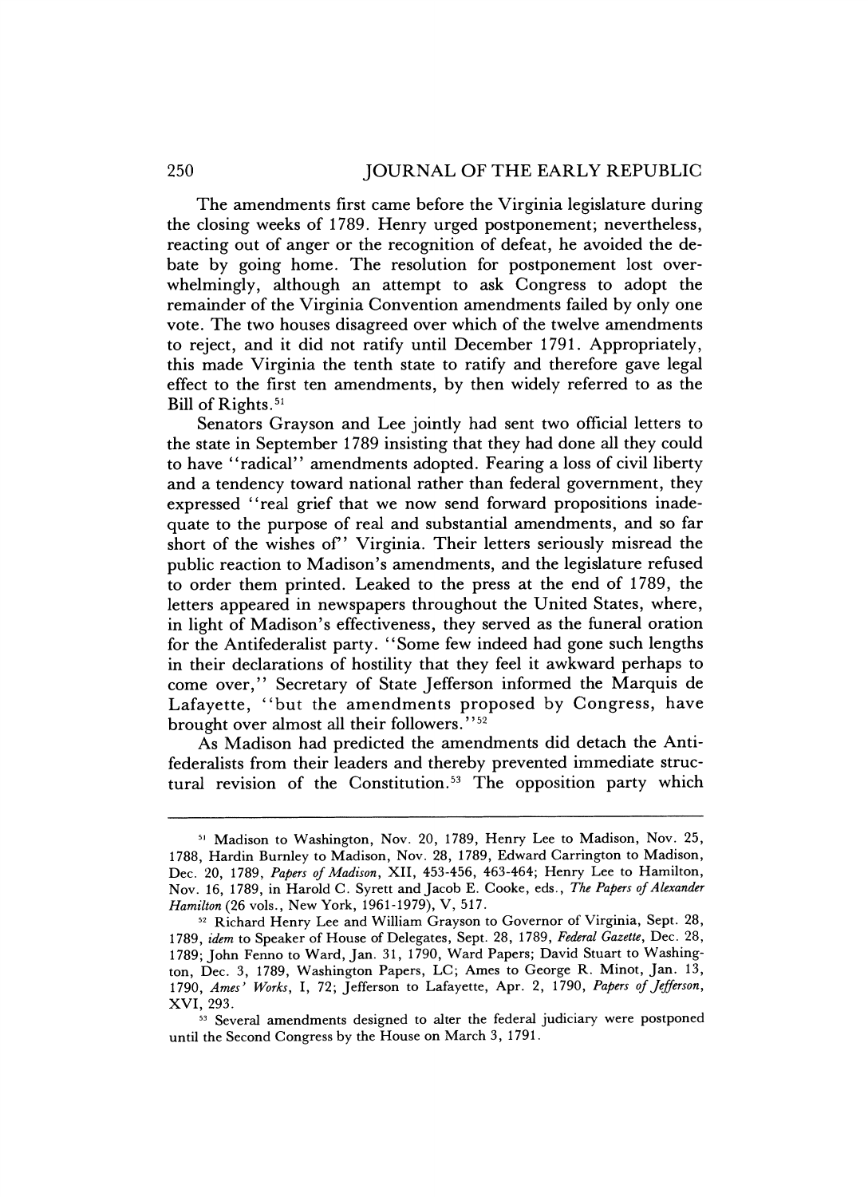The amendments first came before the Virginia legislature during the closing weeks of 1789. Henry urged postponement; nevertheless, reacting out of anger or the recognition of defeat, he avoided the debate by going home. The resolution for postponement lost overwhelmingly, although an attempt to ask Congress to adopt the remainder of the Virginia Convention amendments failed by only one vote. The two houses disagreed over which of the twelve amendments to reject, and it did not ratify until December 1791. Appropriately, this made Virginia the tenth state to ratify and therefore gave legal effect to the first ten amendments, by then widely referred to as the Bill of Rights.[51]

Senators Grayson and Lee jointly had sent two official letters to the state in September 1789 insisting that they had done all they could to have "radical" amendments adopted. Fearing a loss of civil liberty and a tendency toward national rather than federal government, they expressed "real grief that we now send forward propositions inadequate to the purpose of real and substantial amendments, and so far short of the wishes of" Virginia. Their letters seriously misread the public reaction to Madison's amendments, and the legislature refused to order them printed. Leaked to the press at the end of 1789, the letters appeared in newspapers throughout the United States, where, in light of Madison's effectiveness, they served as the funeral oration for the Antifederalist party. "Some few indeed had gone such lengths in their declarations of hostility that they feel it awkward perhaps to come over," Secretary of State Jefferson informed the Marquis de Lafayette, "but the amendments proposed by Congress, have brought over almost all their followers."[52]

As Madison had predicted the amendments did detach the Antifederalists from their leaders and thereby prevented immediate structural revision of the Constitution.[53] The opposition party which

---

[51] Madison to Washington, Nov. 20, 1789, Henry Lee to Madison, Nov. 25, 1788, Hardin Burnley to Madison, Nov. 28, 1789, Edward Carrington to Madison, Dec. 20, 1789, *Papers of Madison*, XII, 453-456, 463-464; Henry Lee to Hamilton, Nov. 16, 1789, in Harold C. Syrett and Jacob E. Cooke, eds., *The Papers of Alexander Hamilton* (26 vols., New York, 1961-1979), V, 517.

[52] Richard Henry Lee and William Grayson to Governor of Virginia, Sept. 28, 1789, *idem* to Speaker of House of Delegates, Sept. 28, 1789, *Federal Gazette*, Dec. 28, 1789; John Fenno to Ward, Jan. 31, 1790, Ward Papers; David Stuart to Washington, Dec. 3, 1789, Washington Papers, LC; Ames to George R. Minot, Jan. 13, 1790, *Ames' Works*, I, 72; Jefferson to Lafayette, Apr. 2, 1790, *Papers of Jefferson*, XVI, 293.

[53] Several amendments designed to alter the federal judiciary were postponed until the Second Congress by the House on March 3, 1791.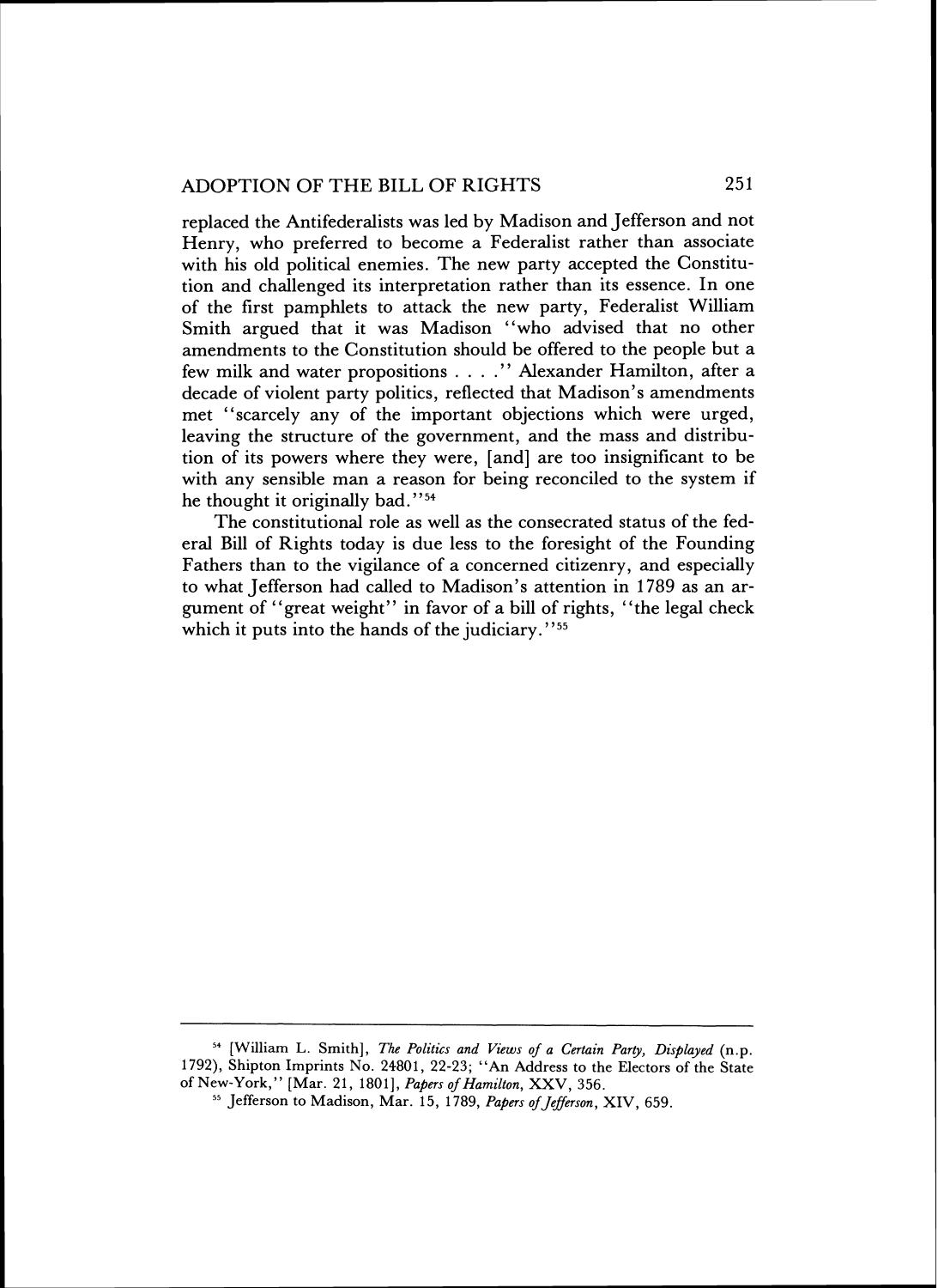replaced the Antifederalists was led by Madison and Jefferson and not Henry, who preferred to become a Federalist rather than associate with his old political enemies. The new party accepted the Constitution and challenged its interpretation rather than its essence. In one of the first pamphlets to attack the new party, Federalist William Smith argued that it was Madison "who advised that no other amendments to the Constitution should be offered to the people but a few milk and water propositions . . . ." Alexander Hamilton, after a decade of violent party politics, reflected that Madison's amendments met "scarcely any of the important objections which were urged, leaving the structure of the government, and the mass and distribution of its powers where they were, [and] are too insignificant to be with any sensible man a reason for being reconciled to the system if he thought it originally bad."[54]

The constitutional role as well as the consecrated status of the federal Bill of Rights today is due less to the foresight of the Founding Fathers than to the vigilance of a concerned citizenry, and especially to what Jefferson had called to Madison's attention in 1789 as an argument of "great weight" in favor of a bill of rights, "the legal check which it puts into the hands of the judiciary."[55]

---

[54] [William L. Smith], *The Politics and Views of a Certain Party, Displayed* (n.p. 1792), Shipton Imprints No. 24801, 22-23; "An Address to the Electors of the State of New-York," [Mar. 21, 1801], *Papers of Hamilton*, XXV, 356.

[55] Jefferson to Madison, Mar. 15, 1789, *Papers of Jefferson*, XIV, 659.